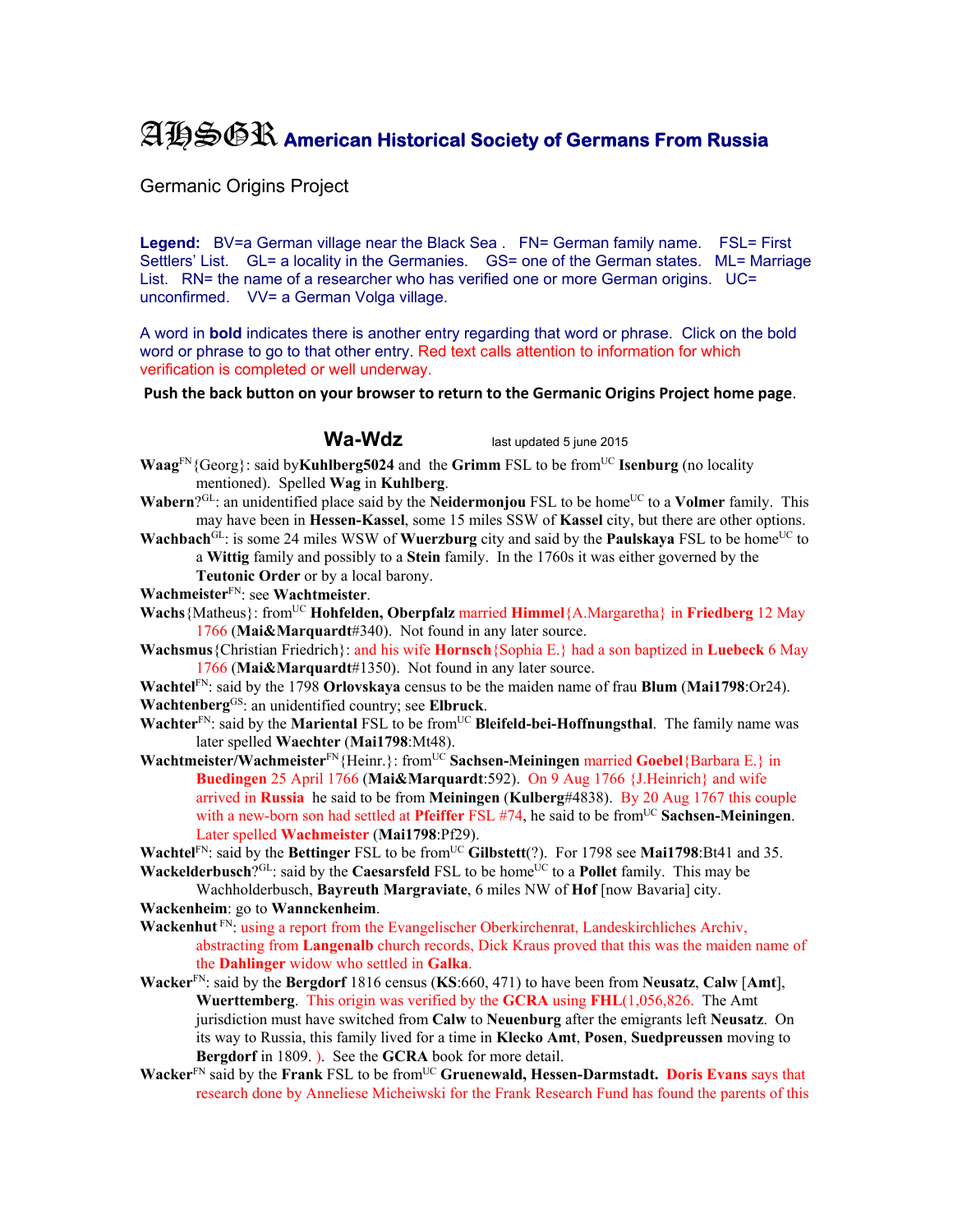# AHSGR American Historical Society of Germans From Russia

Germanic Origins Project

**Legend:** BV=a German village near the Black Sea . FN= German family name. FSL= First Settlers' List. GL= a locality in the Germanies. GS= one of the German states. ML= Marriage List. RN= the name of a researcher who has verified one or more German origins. UC= unconfirmed. VV= a German Volga village.

A word in **bold** indicates there is another entry regarding that word or phrase. Click on the bold word or phrase to go to that other entry. Red text calls attention to information for which verification is completed or well underway.

**Push the back button on your browser to return to the Germanic Origins Project home page**.

## Wa-Wdz

last updated 5 june 2015

**Waag**FN{Georg}: said by**Kuhlberg5024** and the **Grimm** FSL to be fromUC **Isenburg** (no locality mentioned). Spelled **Wag** in **Kuhlberg**.

**Wabern**?GL: an unidentified place said by the **Neidermonjou** FSL to be homeUC to a **Volmer** family. This may have been in **Hessen-Kassel**, some 15 miles SSW of **Kassel** city, but there are other options.

**Wachbach**GL: is some 24 miles WSW of **Wuerzburg** city and said by the **Paulskaya** FSL to be homeUC to a **Wittig** family and possibly to a **Stein** family. In the 1760s it was either governed by the **Teutonic Order** or by a local barony.

**Wachmeister**FN: see **Wachtmeister**.

**Wachs**{Matheus}: fromUC **Hohfelden, Oberpfalz** married **Himmel**{A.Margaretha} in **Friedberg** 12 May 1766 (**Mai&Marquardt**#340). Not found in any later source.

**Wachsmus**{Christian Friedrich}: and his wife **Hornsch**{Sophia E.} had a son baptized in **Luebeck** 6 May 1766 (**Mai&Marquardt**#1350). Not found in any later source.

**Wachtel**FN: said by the 1798 **Orlovskaya** census to be the maiden name of frau **Blum** (**Mai1798**:Or24).

**Wachtenberg**GS: an unidentified country; see **Elbruck**.

**Wachter**FN: said by the **Mariental** FSL to be fromUC **Bleifeld-bei-Hoffnungsthal**. The family name was later spelled **Waechter** (**Mai1798**:Mt48).

**Wachtmeister/Wachmeister**FN{Heinr.}: fromUC **Sachsen-Meiningen** married **Goebel**{Barbara E.} in **Buedingen** 25 April 1766 (**Mai&Marquardt**:592). On 9 Aug 1766 {J.Heinrich} and wife arrived in **Russia** he said to be from **Meiningen** (**Kulberg**#4838). By 20 Aug 1767 this couple with a new-born son had settled at **Pfeiffer** FSL #74, he said to be fromUC **Sachsen-Meiningen**. Later spelled **Wachmeister** (**Mai1798**:Pf29).

**Wachtel**FN: said by the **Bettinger** FSL to be fromUC **Gilbstett**(?). For 1798 see **Mai1798**:Bt41 and 35.

**Wackelderbusch**?GL: said by the **Caesarsfeld** FSL to be homeUC to a **Pollet** family. This may be Wachholderbusch, **Bayreuth Margraviate**, 6 miles NW of **Hof** [now Bavaria] city.

**Wackenheim**: go to **Wannckenheim**.

**Wackenhut** FN: using a report from the Evangelischer Oberkirchenrat, Landeskirchliches Archiv, abstracting from **Langenalb** church records, Dick Kraus proved that this was the maiden name of the **Dahlinger** widow who settled in **Galka**.

**Wacker**FN: said by the **Bergdorf** 1816 census (**KS**:660, 471) to have been from **Neusatz**, **Calw** [**Amt**], **Wuerttemberg**. This origin was verified by the **GCRA** using **FHL**(1,056,826. The Amt jurisdiction must have switched from **Calw** to **Neuenburg** after the emigrants left **Neusatz**. On its way to Russia, this family lived for a time in **Klecko Amt**, **Posen**, **Suedpreussen** moving to **Bergdorf** in 1809. ). See the **GCRA** book for more detail.

**Wacker**FN said by the **Frank** FSL to be fromUC **Gruenewald, Hessen-Darmstadt.** **Doris Evans** says that research done by Anneliese Micheiwski for the Frank Research Fund has found the parents of this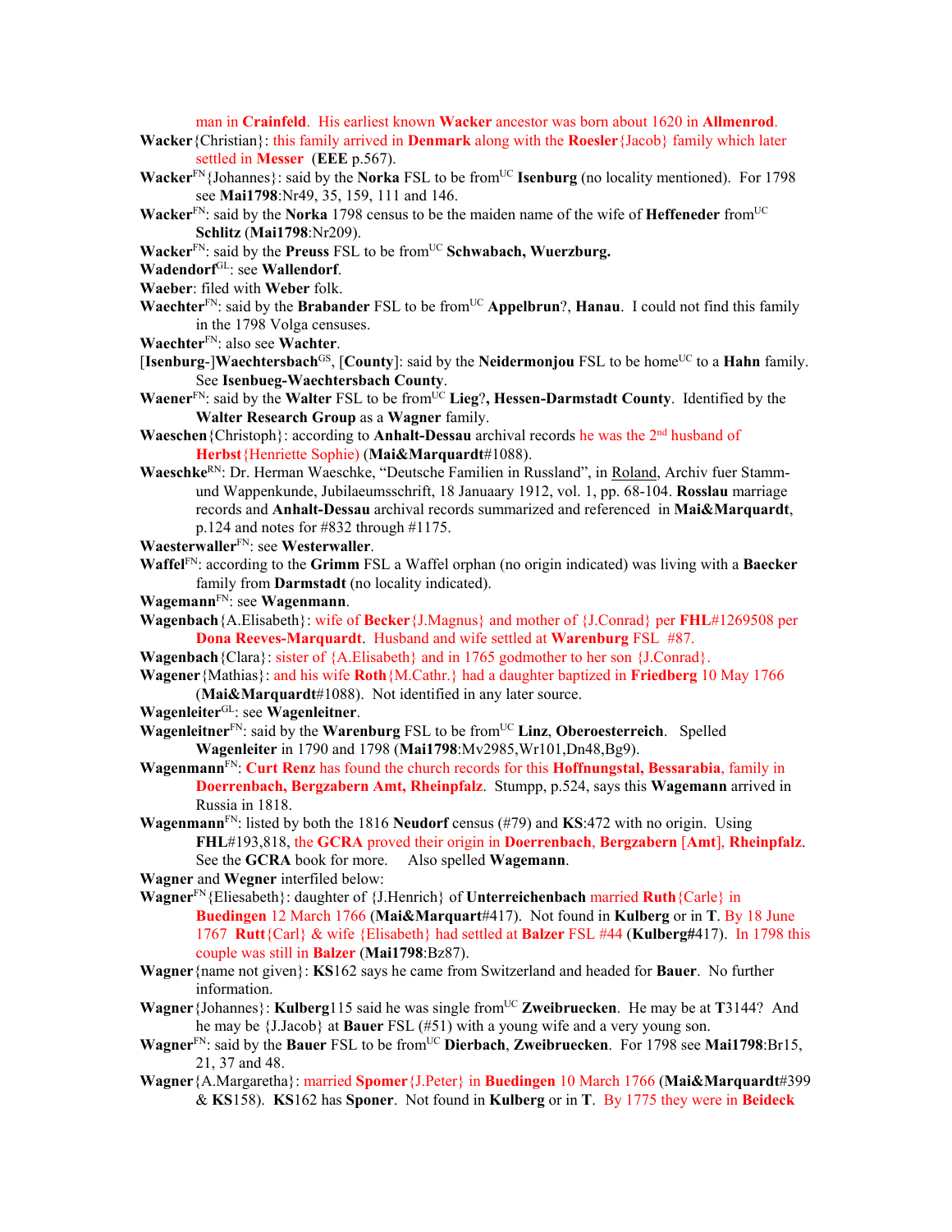man in **Crainfeld**. His earliest known **Wacker** ancestor was born about 1620 in **Allmenrod**.

**Wacker**{Christian}: this family arrived in **Denmark** along with the **Roesler**{Jacob} family which later settled in **Messer** (**EEE** p.567).

**Wacker**[FN]{Johannes}: said by the **Norka** FSL to be from[UC] **Isenburg** (no locality mentioned). For 1798 see **Mai1798**:Nr49, 35, 159, 111 and 146.

**Wacker**[FN]: said by the **Norka** 1798 census to be the maiden name of the wife of **Heffeneder** from[UC] **Schlitz** (**Mai1798**:Nr209).

**Wacker**[FN]: said by the **Preuss** FSL to be from[UC] **Schwabach, Wuerzburg.**

**Wadendorf**[GL]: see **Wallendorf**.

**Waeber**: filed with **Weber** folk.

**Waechter**[FN]: said by the **Brabander** FSL to be from[UC] **Appelbrun**?, **Hanau**. I could not find this family in the 1798 Volga censuses.

**Waechter**[FN]: also see **Wachter**.

[**Isenburg-**]**Waechtersbach**[GS], [**County**]: said by the **Neidermonjou** FSL to be home[UC] to a **Hahn** family. See **Isenbueg-Waechtersbach County**.

**Waener**[FN]: said by the **Walter** FSL to be from[UC] **Lieg**?**, Hessen-Darmstadt County**. Identified by the **Walter Research Group** as a **Wagner** family.

**Waeschen**{Christoph}: according to **Anhalt-Dessau** archival records he was the 2nd husband of **Herbst**{Henriette Sophie) (**Mai&Marquardt**#1088).

**Waeschke**[RN]: Dr. Herman Waeschke, "Deutsche Familien in Russland", in Roland, Archiv fuer Stamm- und Wappenkunde, Jubilaeumsschrift, 18 Januaary 1912, vol. 1, pp. 68-104. **Rosslau** marriage records and **Anhalt-Dessau** archival records summarized and referenced in **Mai&Marquardt**, p.124 and notes for #832 through #1175.

**Waesterwaller**[FN]: see **Westerwaller**.

**Waffel**[FN]: according to the **Grimm** FSL a Waffel orphan (no origin indicated) was living with a **Baecker** family from **Darmstadt** (no locality indicated).

**Wagemann**[FN]: see **Wagenmann**.

**Wagenbach**{A.Elisabeth}: wife of **Becker**{J.Magnus} and mother of {J.Conrad} per **FHL**#1269508 per **Dona Reeves-Marquardt**. Husband and wife settled at **Warenburg** FSL #87.

**Wagenbach**{Clara}: sister of {A.Elisabeth} and in 1765 godmother to her son {J.Conrad}.

**Wagener**{Mathias}: and his wife **Roth**{M.Cathr.} had a daughter baptized in **Friedberg** 10 May 1766 (**Mai&Marquardt**#1088). Not identified in any later source.

**Wagenleiter**[GL]: see **Wagenleitner**.

**Wagenleitner**[FN]: said by the **Warenburg** FSL to be from[UC] **Linz**, **Oberoesterreich**. Spelled **Wagenleiter** in 1790 and 1798 (**Mai1798**:Mv2985,Wr101,Dn48,Bg9).

**Wagenmann**[FN]: **Curt Renz** has found the church records for this **Hoffnungstal, Bessarabia**, family in **Doerrenbach, Bergzabern Amt, Rheinpfalz**. Stumpp, p.524, says this **Wagemann** arrived in Russia in 1818.

**Wagenmann**[FN]: listed by both the 1816 **Neudorf** census (#79) and **KS**:472 with no origin. Using **FHL**#193,818, the **GCRA** proved their origin in **Doerrenbach**, **Bergzabern** [**Amt**], **Rheinpfalz**. See the **GCRA** book for more. Also spelled **Wagemann**.

**Wagner** and **Wegner** interfiled below:

**Wagner**[FN]{Eliesabeth}: daughter of {J.Henrich} of **Unterreichenbach** married **Ruth**{Carle} in **Buedingen** 12 March 1766 (**Mai&Marquart**#417). Not found in **Kulberg** or in **T**. By 18 June 1767 **Rutt**{Carl} & wife {Elisabeth} had settled at **Balzer** FSL #44 (**Kulberg**#417). In 1798 this couple was still in **Balzer** (**Mai1798**:Bz87).

**Wagner**{name not given}: **KS**162 says he came from Switzerland and headed for **Bauer**. No further information.

**Wagner**{Johannes}: **Kulberg**115 said he was single from[UC] **Zweibruecken**. He may be at **T**3144? And he may be {J.Jacob} at **Bauer** FSL (#51) with a young wife and a very young son.

**Wagner**[FN]: said by the **Bauer** FSL to be from[UC] **Dierbach**, **Zweibruecken**. For 1798 see **Mai1798**:Br15, 21, 37 and 48.

**Wagner**{A.Margaretha}: married **Spomer**{J.Peter} in **Buedingen** 10 March 1766 (**Mai&Marquardt**#399 & **KS**158). **KS**162 has **Sponer**. Not found in **Kulberg** or in **T**. By 1775 they were in **Beideck**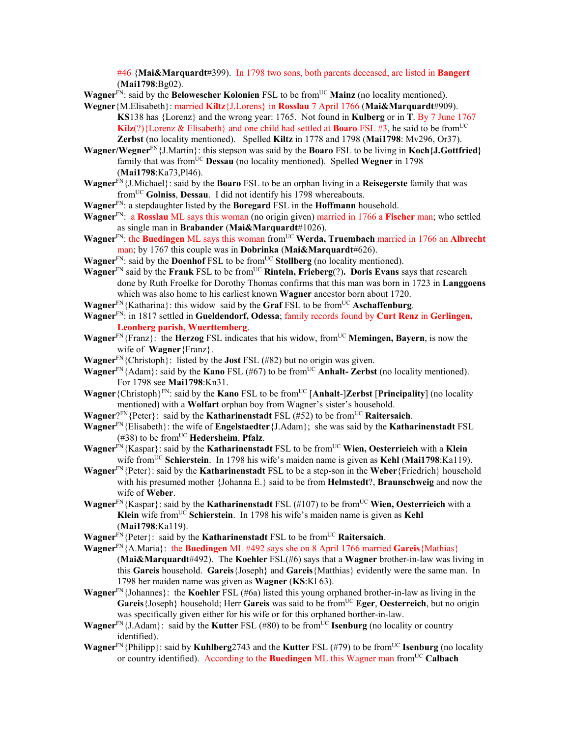#46 {**Mai&Marquardt**#399). In 1798 two sons, both parents deceased, are listed in **Bangert** (**Mai1798**:Bg02).

**Wagner**[FN]: said by the **Belowescher Kolonien** FSL to be from[UC] **Mainz** (no locality mentioned).

**Wegner**{M.Elisabeth}: married **Kiltz**{J.Lorens} in **Rosslau** 7 April 1766 (**Mai&Marquardt**#909). **KS**138 has {Lorenz} and the wrong year: 1765. Not found in **Kulberg** or in **T**. By 7 June 1767 **Kilz**(?){Lorenz & Elisabeth} and one child had settled at **Boaro** FSL #3, he said to be from[UC] **Zerbst** (no locality mentioned). Spelled **Kiltz** in 1778 and 1798 (**Mai1798**: Mv296, Or37).

**Wagner/Wegner**[FN]{J.Martin}: this stepson was said by the **Boaro** FSL to be living in **Koch{J.Gottfried}** family that was from[UC] **Dessau** (no locality mentioned). Spelled **Wegner** in 1798 (**Mai1798**:Ka73,Pl46).

**Wagner**[FN]{J.Michael}: said by the **Boaro** FSL to be an orphan living in a **Reisegerste** family that was from[UC] **Golniss**, **Dessau**. I did not identify his 1798 whereabouts.

**Wagner**[FN]: a stepdaughter listed by the **Boregard** FSL in the **Hoffmann** household.

**Wagner**[FN]: a **Rosslau** ML says this woman (no origin given) married in 1766 a **Fischer** man; who settled as single man in **Brabander** (**Mai&Marquardt**#1026).

**Wagner**[FN]: the **Buedingen** ML says this woman from[UC] **Werda, Truembach** married in 1766 an **Albrecht** man; by 1767 this couple was in **Dobrinka** (**Mai&Marquardt**#626).

**Wagner**[FN]: said by the **Doenhof** FSL to be from[UC] **Stollberg** (no locality mentioned).

**Wagner**[FN] said by the **Frank** FSL to be from[UC] **Rinteln, Frieberg**(?). **Doris Evans** says that research done by Ruth Froelke for Dorothy Thomas confirms that this man was born in 1723 in **Langgoens** which was also home to his earliest known **Wagner** ancestor born about 1720.

**Wagner**[FN]{Katharina}: this widow said by the **Graf** FSL to be from[UC] **Aschaffenburg**.

**Wagner**[FN]: in 1817 settled in **Gueldendorf, Odessa**; family records found by **Curt Renz** in **Gerlingen, Leonberg parish, Wuerttemberg**.

**Wagner**[FN]{Franz}: the **Herzog** FSL indicates that his widow, from[UC] **Memingen, Bayern**, is now the wife of **Wagner**{Franz}.

**Wagner**[FN]{Christoph}: listed by the **Jost** FSL (#82) but no origin was given.

**Wagner**[FN]{Adam}: said by the **Kano** FSL (#67) to be from[UC] **Anhalt- Zerbst** (no locality mentioned). For 1798 see **Mai1798**:Kn31.

**Wagner**{Christoph}[FN]: said by the **Kano** FSL to be from[UC] [**Anhalt**-]**Zerbst** [**Principality**] (no locality mentioned) with a **Wolfart** orphan boy from Wagner's sister's household.

**Wagner**?[FN]{Peter}: said by the **Katharinenstadt** FSL (#52) to be from[UC] **Raitersaich**.

**Wagner**[FN]{Elisabeth}: the wife of **Engelstaedter**{J.Adam}; she was said by the **Katharinenstadt** FSL (#38) to be from[UC] **Hedersheim**, **Pfalz**.

**Wagner**[FN]{Kaspar}: said by the **Katharinenstadt** FSL to be from[UC] **Wien, Oesterrieich** with a **Klein** wife from[UC] **Schierstein**. In 1798 his wife's maiden name is given as **Kehl** (**Mai1798**:Ka119).

**Wagner**[FN]{Peter}: said by the **Katharinenstadt** FSL to be a step-son in the **Weber**{Friedrich} household with his presumed mother {Johanna E.} said to be from **Helmstedt**?, **Braunschweig** and now the wife of **Weber**.

**Wagner**[FN]{Kaspar}: said by the **Katharinenstadt** FSL (#107) to be from[UC] **Wien, Oesterrieich** with a **Klein** wife from[UC] **Schierstein**. In 1798 his wife's maiden name is given as **Kehl** (**Mai1798**:Ka119).

**Wagner**[FN]{Peter}: said by the **Katharinenstadt** FSL to be from[UC] **Raitersaich**.

**Wagner**[FN]{A.Maria}: the **Buedingen** ML #492 says she on 8 April 1766 married **Gareis**{Mathias} (**Mai&Marquardt**#492). The **Koehler** FSL(#6) says that a **Wagner** brother-in-law was living in this **Gareis** household. **Gareis**{Joseph} and **Gareis**{Matthias} evidently were the same man. In 1798 her maiden name was given as **Wagner** (**KS**:Kl 63).

**Wagner**[FN]{Johannes}: the **Koehler** FSL (#6a) listed this young orphaned brother-in-law as living in the **Gareis**{Joseph} household; Herr **Gareis** was said to be from[UC] **Eger**, **Oesterreich**, but no origin was specifically given either for his wife or for this orphaned borther-in-law.

**Wagner**[FN]{J.Adam}: said by the **Kutter** FSL (#80) to be from[UC] **Isenburg** (no locality or country identified).

**Wagner**[FN]{Philipp}: said by **Kuhlberg**2743 and the **Kutter** FSL (#79) to be from[UC] **Isenburg** (no locality or country identified). According to the **Buedingen** ML this Wagner man from[UC] **Calbach**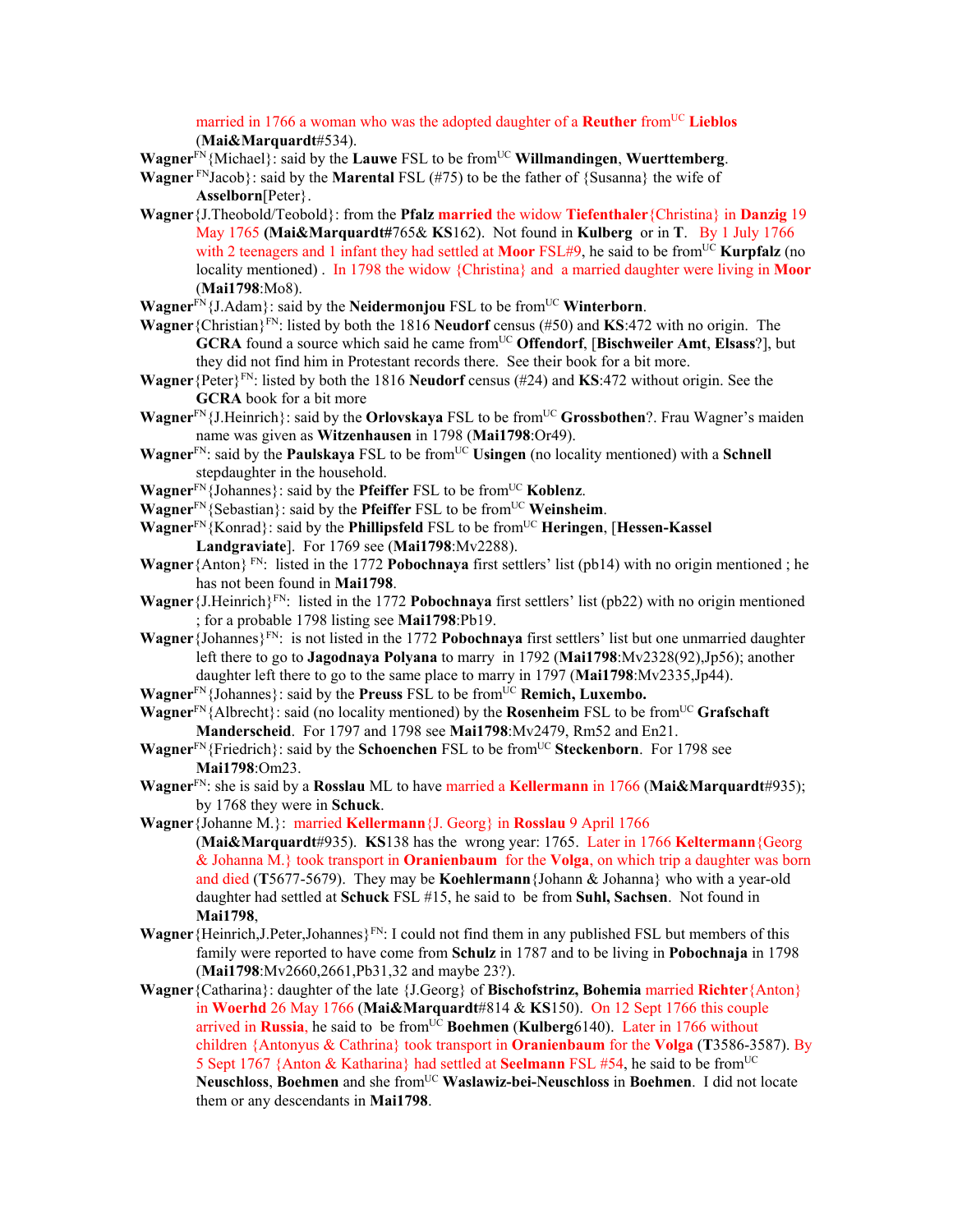married in 1766 a woman who was the adopted daughter of a **Reuther** from[UC] **Lieblos** (**Mai&Marquardt**#534).

**Wagner**[FN]{Michael}: said by the **Lauwe** FSL to be from[UC] **Willmandingen**, **Wuerttemberg**.

**Wagner** [FN]Jacob}: said by the **Marental** FSL (#75) to be the father of {Susanna} the wife of **Asselborn**[Peter}.

**Wagner**{J.Theobold/Teobold}: from the **Pfalz** **married** the widow **Tiefenthaler**{Christina} in **Danzig** 19 May 1765 (**Mai&Marquardt**#765& **KS**162). Not found in **Kulberg** or in **T**. By 1 July 1766 with 2 teenagers and 1 infant they had settled at **Moor** FSL#9, he said to be from[UC] **Kurpfalz** (no locality mentioned) . In 1798 the widow {Christina} and a married daughter were living in **Moor** (**Mai1798**:Mo8).

**Wagner**[FN]{J.Adam}: said by the **Neidermonjou** FSL to be from[UC] **Winterborn**.

**Wagner**{Christian}[FN]: listed by both the 1816 **Neudorf** census (#50) and **KS**:472 with no origin. The **GCRA** found a source which said he came from[UC] **Offendorf**, [**Bischweiler Amt**, **Elsass**?], but they did not find him in Protestant records there. See their book for a bit more.

**Wagner**{Peter}[FN]: listed by both the 1816 **Neudorf** census (#24) and **KS**:472 without origin. See the **GCRA** book for a bit more

**Wagner**[FN]{J.Heinrich}: said by the **Orlovskaya** FSL to be from[UC] **Grossbothen**?. Frau Wagner's maiden name was given as **Witzenhausen** in 1798 (**Mai1798**:Or49).

**Wagner**[FN]: said by the **Paulskaya** FSL to be from[UC] **Usingen** (no locality mentioned) with a **Schnell** stepdaughter in the household.

**Wagner**[FN]{Johannes}: said by the **Pfeiffer** FSL to be from[UC] **Koblenz**.

**Wagner**[FN]{Sebastian}: said by the **Pfeiffer** FSL to be from[UC] **Weinsheim**.

**Wagner**[FN]{Konrad}: said by the **Phillipsfeld** FSL to be from[UC] **Heringen**, [**Hessen-Kassel Landgraviate**]. For 1769 see (**Mai1798**:Mv2288).

**Wagner**{Anton} [FN]: listed in the 1772 **Pobochnaya** first settlers' list (pb14) with no origin mentioned ; he has not been found in **Mai1798**.

**Wagner**{J.Heinrich}[FN]: listed in the 1772 **Pobochnaya** first settlers' list (pb22) with no origin mentioned ; for a probable 1798 listing see **Mai1798**:Pb19.

**Wagner**{Johannes}[FN]: is not listed in the 1772 **Pobochnaya** first settlers' list but one unmarried daughter left there to go to **Jagodnaya Polyana** to marry in 1792 (**Mai1798**:Mv2328(92),Jp56); another daughter left there to go to the same place to marry in 1797 (**Mai1798**:Mv2335,Jp44).

**Wagner**[FN]{Johannes}: said by the **Preuss** FSL to be from[UC] **Remich, Luxembo.**

**Wagner**[FN]{Albrecht}: said (no locality mentioned) by the **Rosenheim** FSL to be from[UC] **Grafschaft Manderscheid**. For 1797 and 1798 see **Mai1798**:Mv2479, Rm52 and En21.

**Wagner**[FN]{Friedrich}: said by the **Schoenchen** FSL to be from[UC] **Steckenborn**. For 1798 see **Mai1798**:Om23.

**Wagner**[FN]: she is said by a **Rosslau** ML to have married a **Kellermann** in 1766 (**Mai&Marquardt**#935); by 1768 they were in **Schuck**.

**Wagner**{Johanne M.}: married **Kellermann**{J. Georg} in **Rosslau** 9 April 1766 (**Mai&Marquardt**#935). **KS**138 has the wrong year: 1765. Later in 1766 **Keltermann**{Georg & Johanna M.} took transport in **Oranienbaum** for the **Volga**, on which trip a daughter was born and died (**T**5677-5679). They may be **Koehlermann**{Johann & Johanna} who with a year-old daughter had settled at **Schuck** FSL #15, he said to be from **Suhl, Sachsen**. Not found in **Mai1798**,

**Wagner**{Heinrich,J.Peter,Johannes}[FN]: I could not find them in any published FSL but members of this family were reported to have come from **Schulz** in 1787 and to be living in **Pobochnaja** in 1798 (**Mai1798**:Mv2660,2661,Pb31,32 and maybe 23?).

**Wagner**{Catharina}: daughter of the late {J.Georg} of **Bischofstrinz, Bohemia** married **Richter**{Anton} in **Woerhd** 26 May 1766 (**Mai&Marquardt**#814 & **KS**150). On 12 Sept 1766 this couple arrived in **Russia**, he said to be from[UC] **Boehmen** (**Kulberg**6140). Later in 1766 without children {Antonyus & Cathrina} took transport in **Oranienbaum** for the **Volga** (**T**3586-3587). By 5 Sept 1767 {Anton & Katharina} had settled at **Seelmann** FSL #54, he said to be from[UC] **Neuschloss**, **Boehmen** and she from[UC] **Waslawiz-bei-Neuschloss** in **Boehmen**. I did not locate them or any descendants in **Mai1798**.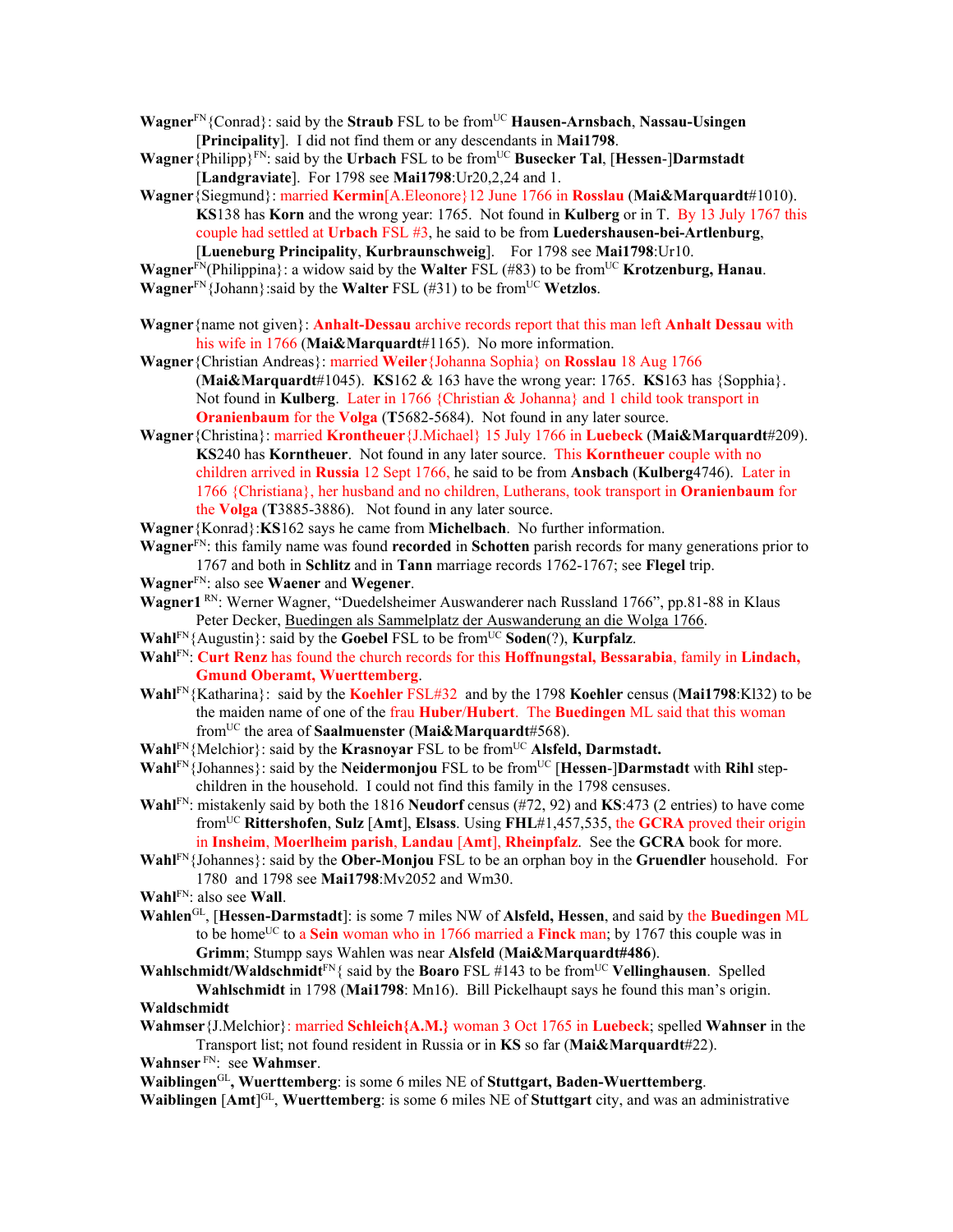**Wagner**FN{Conrad}: said by the **Straub** FSL to be fromUC **Hausen-Arnsbach**, **Nassau-Usingen** [**Principality**]. I did not find them or any descendants in **Mai1798**.

**Wagner**{Philipp}FN: said by the **Urbach** FSL to be fromUC **Busecker Tal**, [**Hessen**-]**Darmstadt** [**Landgraviate**]. For 1798 see **Mai1798**:Ur20,2,24 and 1.

**Wagner**{Siegmund}: married **Kermin**[A.Eleonore}12 June 1766 in **Rosslau** (**Mai&Marquardt**#1010). **KS**138 has **Korn** and the wrong year: 1765. Not found in **Kulberg** or in T. By 13 July 1767 this couple had settled at **Urbach** FSL #3, he said to be from **Luedershausen-bei-Artlenburg**, [**Lueneburg Principality**, **Kurbraunschweig**]. For 1798 see **Mai1798**:Ur10.

**Wagner**FN(Philippina}: a widow said by the **Walter** FSL (#83) to be fromUC **Krotzenburg, Hanau**.

**Wagner**FN{Johann}:said by the **Walter** FSL (#31) to be fromUC **Wetzlos**.

**Wagner**{name not given}: **Anhalt-Dessau** archive records report that this man left **Anhalt Dessau** with his wife in 1766 (**Mai&Marquardt**#1165). No more information.

**Wagner**{Christian Andreas}: married **Weiler**{Johanna Sophia} on **Rosslau** 18 Aug 1766 (**Mai&Marquardt**#1045). **KS**162 & 163 have the wrong year: 1765. **KS**163 has {Sopphia}. Not found in **Kulberg**. Later in 1766 {Christian & Johanna} and 1 child took transport in **Oranienbaum** for the **Volga** (**T**5682-5684). Not found in any later source.

**Wagner**{Christina}: married **Krontheuer**{J.Michael} 15 July 1766 in **Luebeck** (**Mai&Marquardt**#209). **KS**240 has **Korntheuer**. Not found in any later source. This **Korntheuer** couple with no children arrived in **Russia** 12 Sept 1766, he said to be from **Ansbach** (**Kulberg**4746). Later in 1766 {Christiana}, her husband and no children, Lutherans, took transport in **Oranienbaum** for the **Volga** (**T**3885-3886). Not found in any later source.

**Wagner**{Konrad}:**KS**162 says he came from **Michelbach**. No further information.

**Wagner**FN: this family name was found **recorded** in **Schotten** parish records for many generations prior to 1767 and both in **Schlitz** and in **Tann** marriage records 1762-1767; see **Flegel** trip.

**Wagner**FN: also see **Waener** and **Wegener**.

**Wagner1** RN: Werner Wagner, "Duedelsheimer Auswanderer nach Russland 1766", pp.81-88 in Klaus Peter Decker, Buedingen als Sammelplatz der Auswanderung an die Wolga 1766.

**Wahl**FN{Augustin}: said by the **Goebel** FSL to be fromUC **Soden**(?), **Kurpfalz**.

**Wahl**FN: **Curt Renz** has found the church records for this **Hoffnungstal, Bessarabia**, family in **Lindach, Gmund Oberamt, Wuerttemberg**.

**Wahl**FN{Katharina}: said by the **Koehler** FSL#32 and by the 1798 **Koehler** census (**Mai1798**:Kl32) to be the maiden name of one of the frau **Huber**/**Hubert**. The **Buedingen** ML said that this woman fromUC the area of **Saalmuenster** (**Mai&Marquardt**#568).

**Wahl**FN{Melchior}: said by the **Krasnoyar** FSL to be fromUC **Alsfeld, Darmstadt.**

**Wahl**FN{Johannes}: said by the **Neidermonjou** FSL to be fromUC [**Hessen**-]**Darmstadt** with **Rihl** step-children in the household. I could not find this family in the 1798 censuses.

**Wahl**FN: mistakenly said by both the 1816 **Neudorf** census (#72, 92) and **KS**:473 (2 entries) to have come fromUC **Rittershofen**, **Sulz** [**Amt**], **Elsass**. Using **FHL**#1,457,535, the **GCRA** proved their origin in **Insheim**, **Moerlheim parish**, **Landau** [**Amt**], **Rheinpfalz**. See the **GCRA** book for more.

**Wahl**FN{Johannes}: said by the **Ober-Monjou** FSL to be an orphan boy in the **Gruendler** household. For 1780 and 1798 see **Mai1798**:Mv2052 and Wm30.

**Wahl**FN: also see **Wall**.

**Wahlen**GL, [**Hessen-Darmstadt**]: is some 7 miles NW of **Alsfeld, Hessen**, and said by the **Buedingen** ML to be homeUC to a **Sein** woman who in 1766 married a **Finck** man; by 1767 this couple was in **Grimm**; Stumpp says Wahlen was near **Alsfeld** (**Mai&Marquardt#486**).

**Wahlschmidt/Waldschmidt**FN{ said by the **Boaro** FSL #143 to be fromUC **Vellinghausen**. Spelled **Wahlschmidt** in 1798 (**Mai1798**: Mn16). Bill Pickelhaupt says he found this man's origin.

**Waldschmidt**

**Wahmser**{J.Melchior}: married **Schleich{A.M.}** woman 3 Oct 1765 in **Luebeck**; spelled **Wahnser** in the Transport list; not found resident in Russia or in **KS** so far (**Mai&Marquardt**#22).

**Wahnser** FN: see **Wahmser**.

**Waiblingen**GL**, Wuerttemberg**: is some 6 miles NE of **Stuttgart, Baden-Wuerttemberg**.

**Waiblingen** [**Amt**]GL, **Wuerttemberg**: is some 6 miles NE of **Stuttgart** city, and was an administrative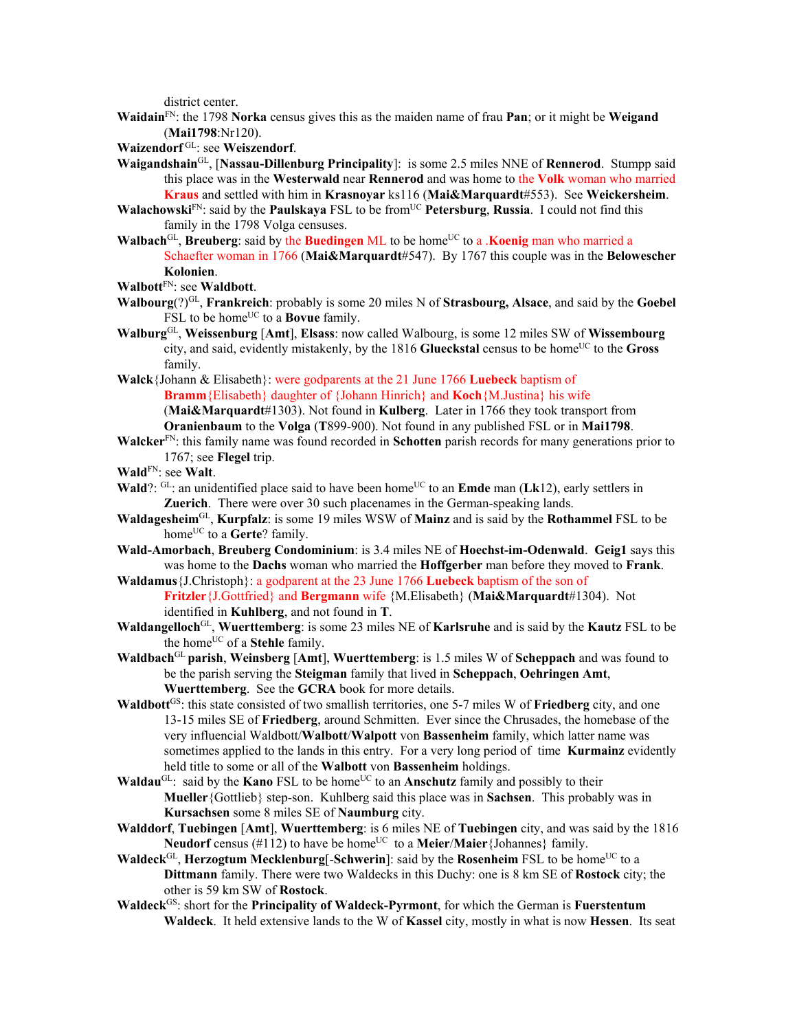district center.

**Waidain**FN: the 1798 **Norka** census gives this as the maiden name of frau **Pan**; or it might be **Weigand** (**Mai1798**:Nr120).

**Waizendorf** GL: see **Weiszendorf**.

**Waigandshain**GL, [**Nassau-Dillenburg Principality**]: is some 2.5 miles NNE of **Rennerod**. Stumpp said this place was in the **Westerwald** near **Rennerod** and was home to the **Volk** woman who married **Kraus** and settled with him in **Krasnoyar** ks116 (**Mai&Marquardt**#553). See **Weickersheim**.

**Walachowski**FN: said by the **Paulskaya** FSL to be fromUC **Petersburg**, **Russia**. I could not find this family in the 1798 Volga censuses.

**Walbach**GL, **Breuberg**: said by the **Buedingen** ML to be homeUC to a .**Koenig** man who married a Schaefter woman in 1766 (**Mai&Marquardt**#547). By 1767 this couple was in the **Belowescher Kolonien**.

**Walbott**FN: see **Waldbott**.

**Walbourg**(?)GL, **Frankreich**: probably is some 20 miles N of **Strasbourg, Alsace**, and said by the **Goebel** FSL to be homeUC to a **Bovue** family.

**Walburg**GL, **Weissenburg** [**Amt**], **Elsass**: now called Walbourg, is some 12 miles SW of **Wissembourg** city, and said, evidently mistakenly, by the 1816 **Glueckstal** census to be homeUC to the **Gross** family.

**Walck**{Johann & Elisabeth}: were godparents at the 21 June 1766 **Luebeck** baptism of **Bramm**{Elisabeth} daughter of {Johann Hinrich} and **Koch**{M.Justina} his wife (**Mai&Marquardt**#1303). Not found in **Kulberg**. Later in 1766 they took transport from **Oranienbaum** to the **Volga** (**T**899-900). Not found in any published FSL or in **Mai1798**.

**Walcker**FN: this family name was found recorded in **Schotten** parish records for many generations prior to 1767; see **Flegel** trip.

**Wald**FN: see **Walt**.

**Wald**?: GL: an unidentified place said to have been homeUC to an **Emde** man (**Lk**12), early settlers in **Zuerich**. There were over 30 such placenames in the German-speaking lands.

**Waldagesheim**GL, **Kurpfalz**: is some 19 miles WSW of **Mainz** and is said by the **Rothammel** FSL to be homeUC to a **Gerte**? family.

**Wald-Amorbach**, **Breuberg Condominium**: is 3.4 miles NE of **Hoechst-im-Odenwald**. **Geig1** says this was home to the **Dachs** woman who married the **Hoffgerber** man before they moved to **Frank**.

**Waldamus**{J.Christoph}: a godparent at the 23 June 1766 **Luebeck** baptism of the son of **Fritzler**{J.Gottfried} and **Bergmann** wife {M.Elisabeth} (**Mai&Marquardt**#1304). Not identified in **Kuhlberg**, and not found in **T**.

**Waldangelloch**GL, **Wuerttemberg**: is some 23 miles NE of **Karlsruhe** and is said by the **Kautz** FSL to be the homeUC of a **Stehle** family.

**Waldbach**GL **parish**, **Weinsberg** [**Amt**], **Wuerttemberg**: is 1.5 miles W of **Scheppach** and was found to be the parish serving the **Steigman** family that lived in **Scheppach**, **Oehringen Amt**, **Wuerttemberg**. See the **GCRA** book for more details.

**Waldbott**GS: this state consisted of two smallish territories, one 5-7 miles W of **Friedberg** city, and one 13-15 miles SE of **Friedberg**, around Schmitten. Ever since the Chrusades, the homebase of the very influencial Waldbott/**Walbott**/**Walpott** von **Bassenheim** family, which latter name was sometimes applied to the lands in this entry. For a very long period of time **Kurmainz** evidently held title to some or all of the **Walbott** von **Bassenheim** holdings.

**Waldau**GL: said by the **Kano** FSL to be homeUC to an **Anschutz** family and possibly to their **Mueller**{Gottlieb} step-son. Kuhlberg said this place was in **Sachsen**. This probably was in **Kursachsen** some 8 miles SE of **Naumburg** city.

**Walddorf**, **Tuebingen** [**Amt**], **Wuerttemberg**: is 6 miles NE of **Tuebingen** city, and was said by the 1816 **Neudorf** census (#112) to have be homeUC to a **Meier**/**Maier**{Johannes} family.

**Waldeck**GL, **Herzogtum Mecklenburg**[-**Schwerin**]: said by the **Rosenheim** FSL to be homeUC to a **Dittmann** family. There were two Waldecks in this Duchy: one is 8 km SE of **Rostock** city; the other is 59 km SW of **Rostock**.

**Waldeck**GS: short for the **Principality of Waldeck-Pyrmont**, for which the German is **Fuerstentum Waldeck**. It held extensive lands to the W of **Kassel** city, mostly in what is now **Hessen**. Its seat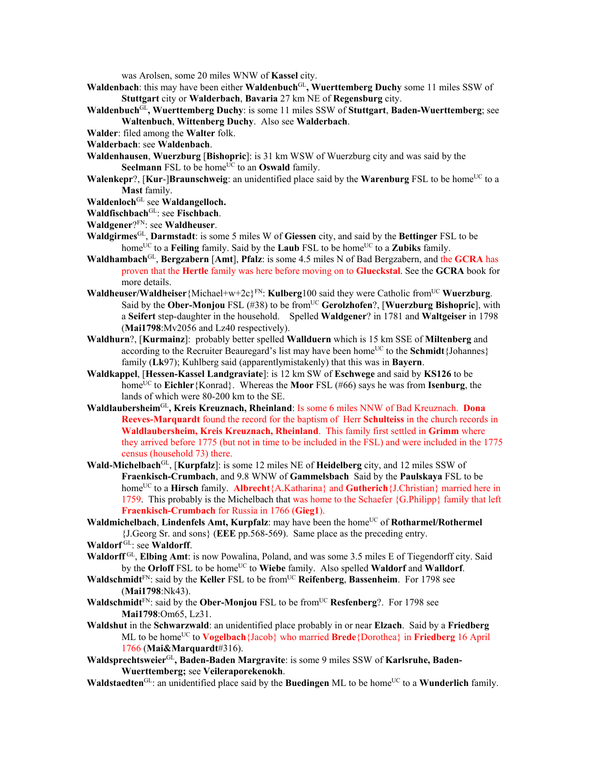was Arolsen, some 20 miles WNW of **Kassel** city.

**Waldenbach**: this may have been either **Waldenbuch**[GL]**, Wuerttemberg Duchy** some 11 miles SSW of **Stuttgart** city or **Walderbach**, **Bavaria** 27 km NE of **Regensburg** city.

**Waldenbuch**[GL]**, Wuerttemberg Duchy**: is some 11 miles SSW of **Stuttgart**, **Baden-Wuerttemberg**; see **Waltenbuch**, **Wittenberg Duchy**. Also see **Walderbach**.

**Walder**: filed among the **Walter** folk.

**Walderbach**: see **Waldenbach**.

**Waldenhausen**, **Wuerzburg** [**Bishopric**]: is 31 km WSW of Wuerzburg city and was said by the **Seelmann** FSL to be home[UC] to an **Oswald** family.

**Walenkepr**?, [**Kur**-]**Braunschweig**: an unidentified place said by the **Warenburg** FSL to be home[UC] to a **Mast** family.

**Waldenloch**[GL] see **Waldangelloch.**

**Waldfischbach**[GL]: see **Fischbach**.

**Waldgener**?[FN]: see **Waldheuser**.

**Waldgirmes**[GL], **Darmstadt**: is some 5 miles W of **Giessen** city, and said by the **Bettinger** FSL to be home[UC] to a **Feiling** family. Said by the **Laub** FSL to be home[UC] to a **Zubiks** family.

**Waldhambach**[GL], **Bergzabern** [**Amt**], **Pfalz**: is some 4.5 miles N of Bad Bergzabern, and the **GCRA** has proven that the **Hertle** family was here before moving on to **Glueckstal**. See the **GCRA** book for more details.

**Waldheuser/Waldheiser**{Michael+w+2c}[FN]: **Kulberg**100 said they were Catholic from[UC] **Wuerzburg**. Said by the **Ober-Monjou** FSL (#38) to be from[UC] **Gerolzhofen**?, [**Wuerzburg Bishopric**], with a **Seifert** step-daughter in the household. Spelled **Waldgener**? in 1781 and **Waltgeiser** in 1798 (**Mai1798**:Mv2056 and Lz40 respectively).

**Waldhurn**?, [**Kurmainz**]: probably better spelled **Wallduern** which is 15 km SSE of **Miltenberg** and according to the Recruiter Beauregard's list may have been home[UC] to the **Schmidt**{Johannes} family (**Lk**97); Kuhlberg said (apparentlymistakenly) that this was in **Bayern**.

**Waldkappel**, [**Hessen-Kassel Landgraviate**]: is 12 km SW of **Eschwege** and said by **KS126** to be home[UC] to **Eichler**{Konrad}. Whereas the **Moor** FSL (#66) says he was from **Isenburg**, the lands of which were 80-200 km to the SE.

**Waldlaubersheim**[GL]**, Kreis Kreuznach, Rheinland**: Is some 6 miles NNW of Bad Kreuznach. **Dona Reeves-Marquardt** found the record for the baptism of Herr **Schulteiss** in the church records in **Waldlaubersheim, Kreis Kreuznach, Rheinland**. This family first settled in **Grimm** where they arrived before 1775 (but not in time to be included in the FSL) and were included in the 1775 census (household 73) there.

**Wald-Michelbach**[GL], [**Kurpfalz**]: is some 12 miles NE of **Heidelberg** city, and 12 miles SSW of **Fraenkisch-Crumbach**, and 9.8 WNW of **Gammelsbach** Said by the **Paulskaya** FSL to be home[UC] to a **Hirsch** family. **Albrecht**{A.Katharina} and **Gutherich**{J.Christian} married here in 1759. This probably is the Michelbach that was home to the Schaefer {G.Philipp} family that left **Fraenkisch-Crumbach** for Russia in 1766 (**Gieg1**).

**Waldmichelbach**, **Lindenfels Amt, Kurpfalz**: may have been the home[UC] of **Rotharmel/Rothermel** {J.Georg Sr. and sons} (**EEE** pp.568-569). Same place as the preceding entry.

**Waldorf**[GL]: see **Waldorff**.

**Waldorff**[GL], **Elbing Amt**: is now Powalina, Poland, and was some 3.5 miles E of Tiegendorff city. Said by the **Orloff** FSL to be home[UC] to **Wiebe** family. Also spelled **Waldorf** and **Walldorf**.

**Waldschmidt**[FN]: said by the **Keller** FSL to be from[UC] **Reifenberg**, **Bassenheim**. For 1798 see (**Mai1798**:Nk43).

**Waldschmidt**[FN]: said by the **Ober-Monjou** FSL to be from[UC] **Resfenberg**?. For 1798 see **Mai1798**:Om65, Lz31.

**Waldshut** in the **Schwarzwald**: an unidentified place probably in or near **Elzach**. Said by a **Friedberg** ML to be home[UC] to **Vogelbach**{Jacob} who married **Brede**{Dorothea} in **Friedberg** 16 April 1766 (**Mai&Marquardt**#316).

**Waldsprechtsweier**[GL]**, Baden-Baden Margravite**: is some 9 miles SSW of **Karlsruhe, Baden-Wuerttemberg; see Veileraporekenokh**.

**Waldstaedten**[GL]: an unidentified place said by the **Buedingen** ML to be home[UC] to a **Wunderlich** family.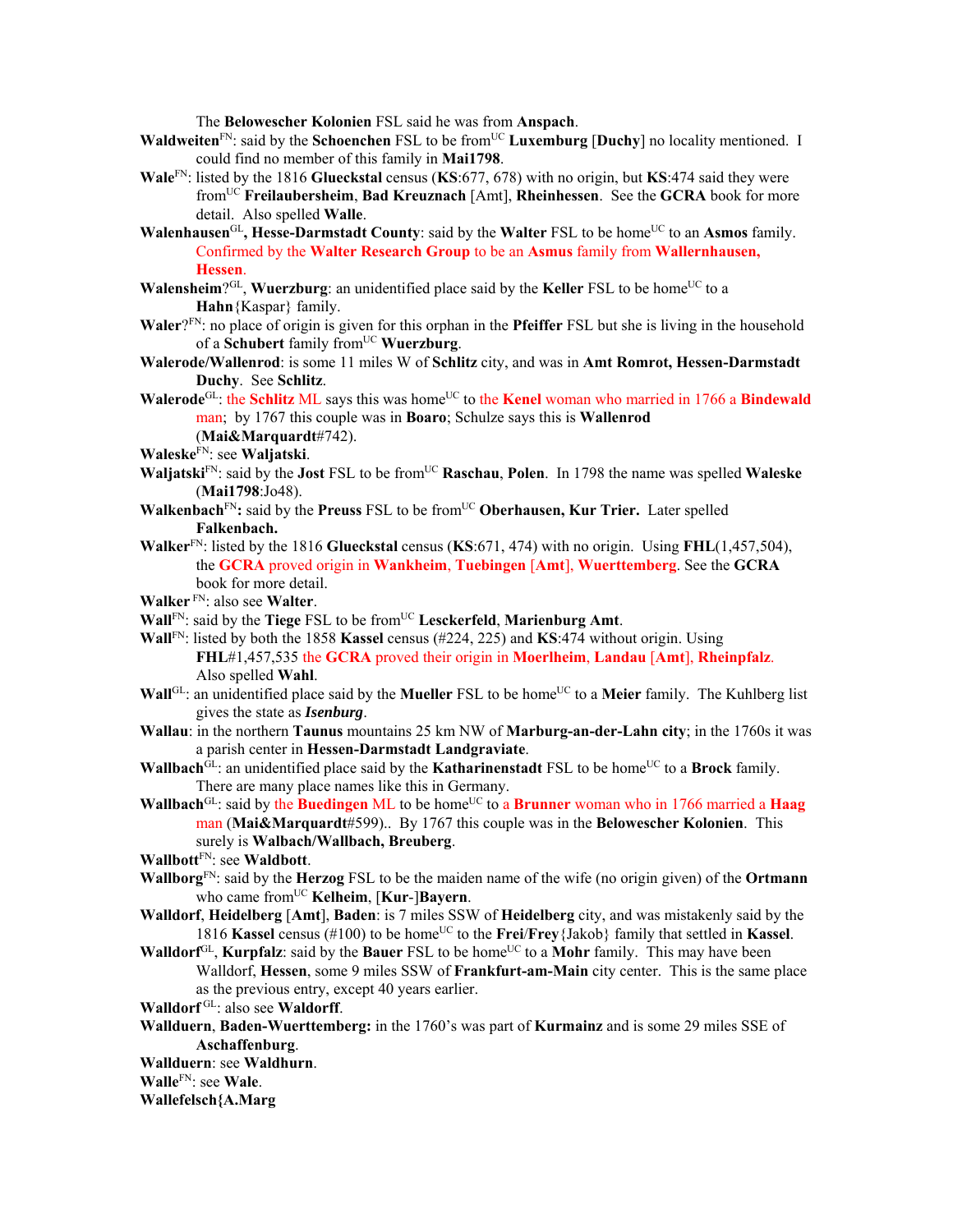The **Belowescher Kolonien** FSL said he was from **Anspach**.

**Waldweiten**FN: said by the **Schoenchen** FSL to be fromUC **Luxemburg** [**Duchy**] no locality mentioned. I could find no member of this family in **Mai1798**.

**Wale**FN: listed by the 1816 **Glueckstal** census (**KS**:677, 678) with no origin, but **KS**:474 said they were fromUC **Freilaubersheim**, **Bad Kreuznach** [Amt], **Rheinhessen**. See the **GCRA** book for more detail. Also spelled **Walle**.

**Walenhausen**GL**, Hesse-Darmstadt County**: said by the **Walter** FSL to be homeUC to an **Asmos** family. Confirmed by the **Walter Research Group** to be an **Asmus** family from **Wallernhausen, Hessen**.

**Walensheim**?GL, **Wuerzburg**: an unidentified place said by the **Keller** FSL to be homeUC to a **Hahn**{Kaspar} family.

**Waler**?FN: no place of origin is given for this orphan in the **Pfeiffer** FSL but she is living in the household of a **Schubert** family fromUC **Wuerzburg**.

**Walerode/Wallenrod**: is some 11 miles W of **Schlitz** city, and was in **Amt Romrot, Hessen-Darmstadt Duchy**. See **Schlitz**.

**Walerode**GL: the **Schlitz** ML says this was homeUC to the **Kenel** woman who married in 1766 a **Bindewald** man; by 1767 this couple was in **Boaro**; Schulze says this is **Wallenrod** (**Mai&Marquardt**#742).

**Waleske**FN: see **Waljatski**.

**Waljatski**FN: said by the **Jost** FSL to be fromUC **Raschau**, **Polen**. In 1798 the name was spelled **Waleske** (**Mai1798**:Jo48).

**Walkenbach**FN**:** said by the **Preuss** FSL to be fromUC **Oberhausen, Kur Trier.** Later spelled **Falkenbach.**

**Walker**FN: listed by the 1816 **Glueckstal** census (**KS**:671, 474) with no origin. Using **FHL**(1,457,504), the **GCRA** proved origin in **Wankheim**, **Tuebingen** [**Amt**], **Wuerttemberg**. See the **GCRA** book for more detail.

**Walker** FN: also see **Walter**.

**Wall**FN: said by the **Tiege** FSL to be fromUC **Lesckerfeld**, **Marienburg Amt**.

**Wall**FN: listed by both the 1858 **Kassel** census (#224, 225) and **KS**:474 without origin. Using **FHL**#1,457,535 the **GCRA** proved their origin in **Moerlheim**, **Landau** [**Amt**], **Rheinpfalz**. Also spelled **Wahl**.

**Wall**GL: an unidentified place said by the **Mueller** FSL to be homeUC to a **Meier** family. The Kuhlberg list gives the state as ***Isenburg***.

**Wallau**: in the northern **Taunus** mountains 25 km NW of **Marburg-an-der-Lahn city**; in the 1760s it was a parish center in **Hessen-Darmstadt Landgraviate**.

**Wallbach**GL: an unidentified place said by the **Katharinenstadt** FSL to be homeUC to a **Brock** family. There are many place names like this in Germany.

**Wallbach**GL: said by the **Buedingen** ML to be homeUC to a **Brunner** woman who in 1766 married a **Haag** man (**Mai&Marquardt**#599).. By 1767 this couple was in the **Belowescher Kolonien**. This surely is **Walbach/Wallbach, Breuberg**.

**Wallbott**FN: see **Waldbott**.

**Wallborg**FN: said by the **Herzog** FSL to be the maiden name of the wife (no origin given) of the **Ortmann** who came fromUC **Kelheim**, [**Kur**-]**Bayern**.

**Walldorf**, **Heidelberg** [**Amt**], **Baden**: is 7 miles SSW of **Heidelberg** city, and was mistakenly said by the 1816 **Kassel** census (#100) to be homeUC to the **Frei**/**Frey**{Jakob} family that settled in **Kassel**.

**Walldorf**GL, **Kurpfalz**: said by the **Bauer** FSL to be homeUC to a **Mohr** family. This may have been Walldorf, **Hessen**, some 9 miles SSW of **Frankfurt-am-Main** city center. This is the same place as the previous entry, except 40 years earlier.

**Walldorf** GL: also see **Waldorff**.

**Wallduern**, **Baden-Wuerttemberg:** in the 1760's was part of **Kurmainz** and is some 29 miles SSE of **Aschaffenburg**.

**Wallduern**: see **Waldhurn**.

**Walle**FN: see **Wale**.

**Wallefelsch{A.Marg**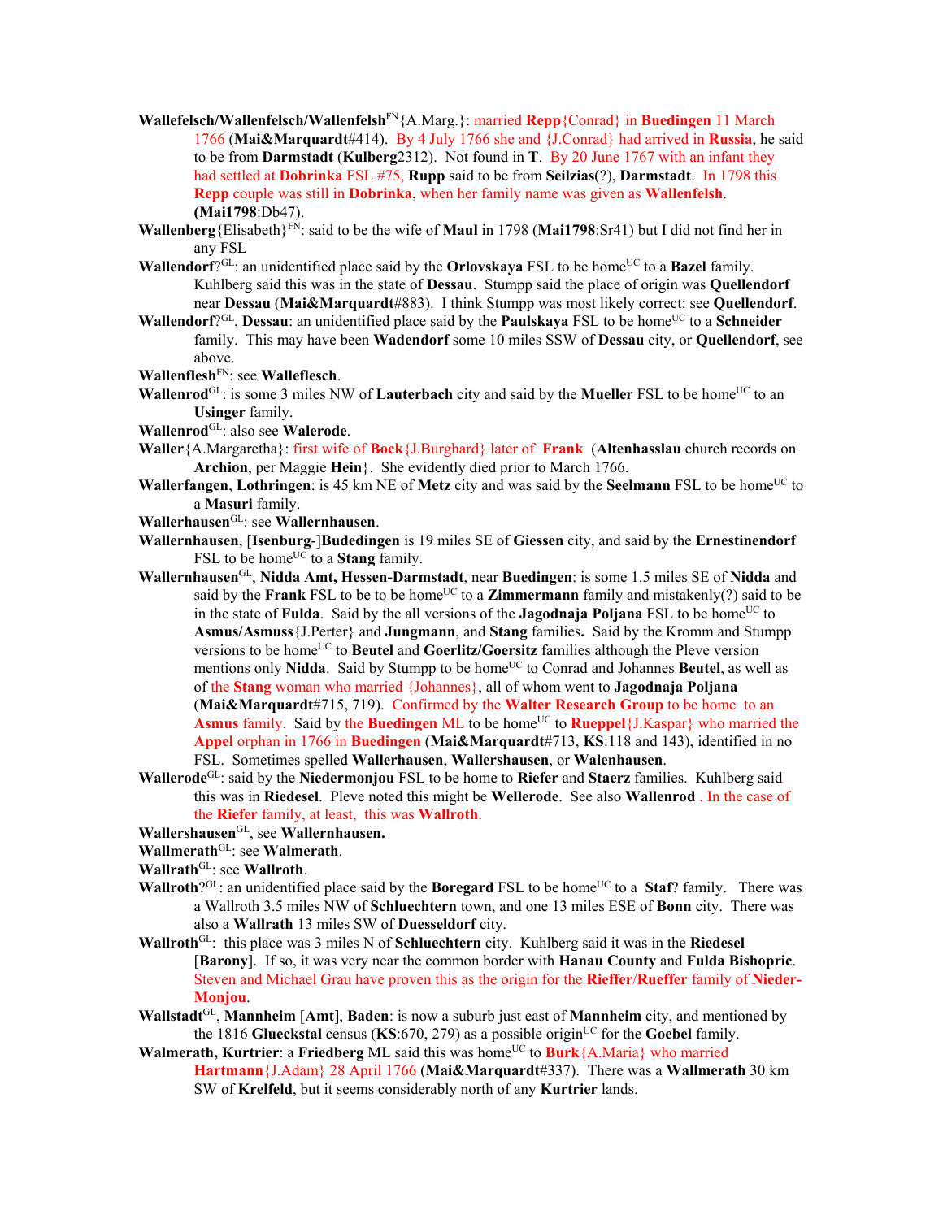**Wallefelsch/Wallenfelsch/Wallenfelsh**[FN]{A.Marg.}: married **Repp**{Conrad} in **Buedingen** 11 March 1766 (**Mai&Marquardt**#414). By 4 July 1766 she and {J.Conrad} had arrived in **Russia**, he said to be from **Darmstadt** (**Kulberg**2312). Not found in **T**. By 20 June 1767 with an infant they had settled at **Dobrinka** FSL #75, **Rupp** said to be from **Seilzias**(?), **Darmstadt**. In 1798 this **Repp** couple was still in **Dobrinka**, when her family name was given as **Wallenfelsh**. (**Mai1798**:Db47).

**Wallenberg**{Elisabeth}[FN]: said to be the wife of **Maul** in 1798 (**Mai1798**:Sr41) but I did not find her in any FSL

**Wallendorf**?[GL]: an unidentified place said by the **Orlovskaya** FSL to be home[UC] to a **Bazel** family. Kuhlberg said this was in the state of **Dessau**. Stumpp said the place of origin was **Quellendorf** near **Dessau** (**Mai&Marquardt**#883). I think Stumpp was most likely correct: see **Quellendorf**.

**Wallendorf**?[GL], **Dessau**: an unidentified place said by the **Paulskaya** FSL to be home[UC] to a **Schneider** family. This may have been **Wadendorf** some 10 miles SSW of **Dessau** city, or **Quellendorf**, see above.

**Wallenflesh**[FN]: see **Walleflesch**.

**Wallenrod**[GL]: is some 3 miles NW of **Lauterbach** city and said by the **Mueller** FSL to be home[UC] to an **Usinger** family.

**Wallenrod**[GL]: also see **Walerode**.

**Waller**{A.Margaretha}: first wife of **Bock**{J.Burghard} later of **Frank** (**Altenhasslau** church records on **Archion**, per Maggie **Hein**}. She evidently died prior to March 1766.

**Wallerfangen**, **Lothringen**: is 45 km NE of **Metz** city and was said by the **Seelmann** FSL to be home[UC] to a **Masuri** family.

**Wallerhausen**[GL]: see **Wallernhausen**.

**Wallernhausen**, [**Isenburg**-]**Budedingen** is 19 miles SE of **Giessen** city, and said by the **Ernestinendorf** FSL to be home[UC] to a **Stang** family.

**Wallernhausen**[GL], **Nidda Amt, Hessen-Darmstadt**, near **Buedingen**: is some 1.5 miles SE of **Nidda** and said by the **Frank** FSL to be to be home[UC] to a **Zimmermann** family and mistakenly(?) said to be in the state of **Fulda**. Said by the all versions of the **Jagodnaja Poljana** FSL to be home[UC] to **Asmus/Asmuss**{J.Perter} and **Jungmann**, and **Stang** families**.** Said by the Kromm and Stumpp versions to be home[UC] to **Beutel** and **Goerlitz/Goersitz** families although the Pleve version mentions only **Nidda**. Said by Stumpp to be home[UC] to Conrad and Johannes **Beutel**, as well as of the **Stang** woman who married {Johannes}, all of whom went to **Jagodnaja Poljana** (**Mai&Marquardt**#715, 719). Confirmed by the **Walter Research Group** to be home to an **Asmus** family. Said by the **Buedingen** ML to be home[UC] to **Rueppel**{J.Kaspar} who married the **Appel** orphan in 1766 in **Buedingen** (**Mai&Marquardt**#713, **KS**:118 and 143), identified in no FSL. Sometimes spelled **Wallerhausen**, **Wallershausen**, or **Walenhausen**.

**Wallerode**[GL]: said by the **Niedermonjou** FSL to be home to **Riefer** and **Staerz** families. Kuhlberg said this was in **Riedesel**. Pleve noted this might be **Wellerode**. See also **Wallenrod** . In the case of the **Riefer** family, at least, this was **Wallroth**.

**Wallershausen**[GL], see **Wallernhausen.**

**Wallmerath**[GL]: see **Walmerath**.

**Wallrath**[GL]: see **Wallroth**.

**Wallroth**?[GL]: an unidentified place said by the **Boregard** FSL to be home[UC] to a **Staf**? family. There was a Wallroth 3.5 miles NW of **Schluechtern** town, and one 13 miles ESE of **Bonn** city. There was also a **Wallrath** 13 miles SW of **Duesseldorf** city.

**Wallroth**[GL]: this place was 3 miles N of **Schluechtern** city. Kuhlberg said it was in the **Riedesel** [**Barony**]. If so, it was very near the common border with **Hanau County** and **Fulda Bishopric**. Steven and Michael Grau have proven this as the origin for the **Rieffer**/**Rueffer** family of **Nieder-Monjou**.

**Wallstadt**[GL], **Mannheim** [**Amt**], **Baden**: is now a suburb just east of **Mannheim** city, and mentioned by the 1816 **Glueckstal** census (**KS**:670, 279) as a possible origin[UC] for the **Goebel** family.

**Walmerath, Kurtrier**: a **Friedberg** ML said this was home[UC] to **Burk**{A.Maria} who married **Hartmann**{J.Adam} 28 April 1766 (**Mai&Marquardt**#337). There was a **Wallmerath** 30 km SW of **Krelfeld**, but it seems considerably north of any **Kurtrier** lands.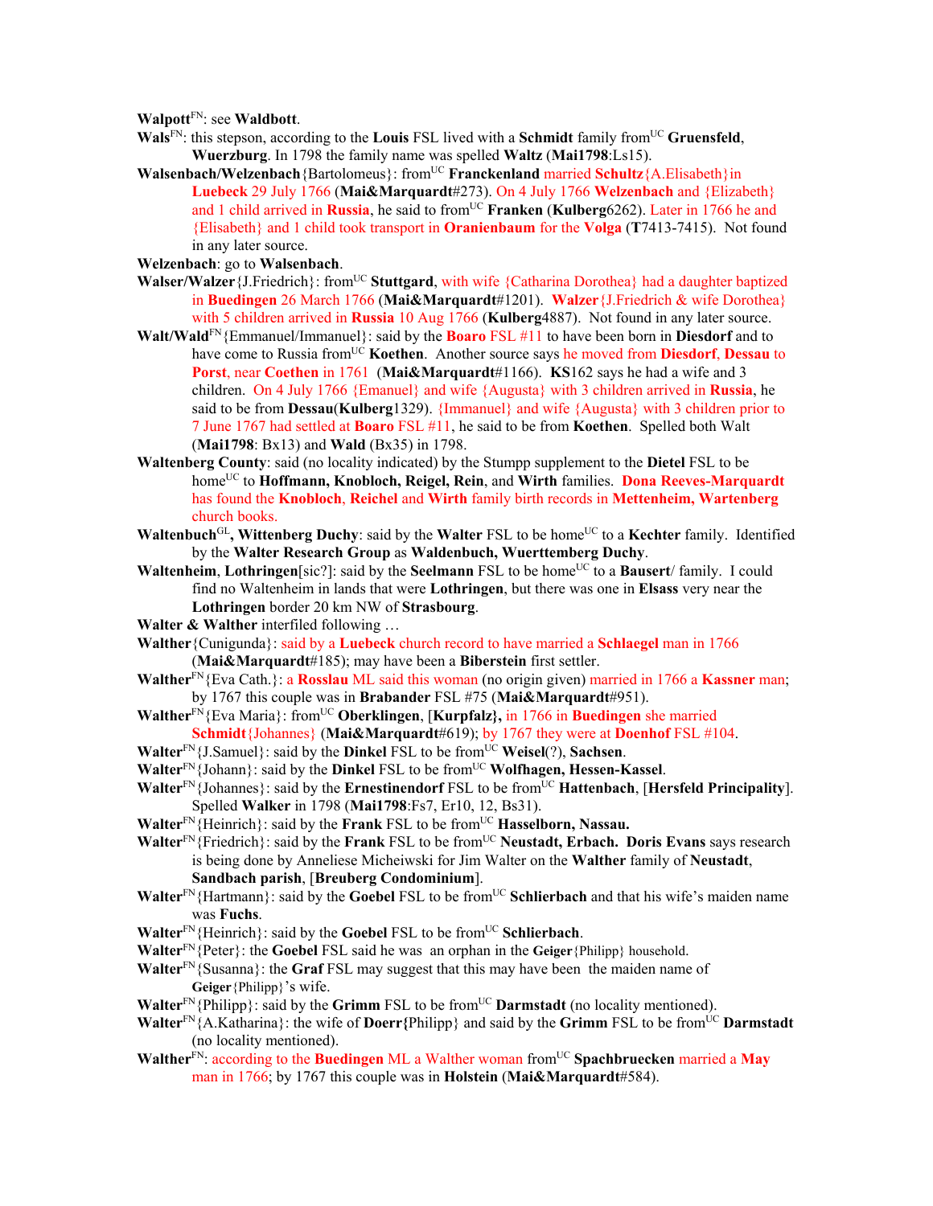**Walpott**[FN]: see **Waldbott**.

**Wals**[FN]: this stepson, according to the **Louis** FSL lived with a **Schmidt** family from[UC] **Gruensfeld**, **Wuerzburg**. In 1798 the family name was spelled **Waltz** (**Mai1798**:Ls15).

**Walsenbach/Welzenbach**{Bartolomeus}: from[UC] **Francken­land** married **Schultz**{A.Elisabeth}in **Luebeck** 29 July 1766 (**Mai&Marquardt**#273). On 4 July 1766 **Welzenbach** and {Elizabeth} and 1 child arrived in **Russia**, he said to from[UC] **Franken** (**Kulberg**6262). Later in 1766 he and {Elisabeth} and 1 child took transport in **Oranienbaum** for the **Volga** (**T**7413-7415). Not found in any later source.

**Welzenbach**: go to **Walsenbach**.

**Walser/Walzer**{J.Friedrich}: from[UC] **Stuttgard**, with wife {Catharina Dorothea} had a daughter baptized in **Buedingen** 26 March 1766 (**Mai&Marquardt**#1201). **Walzer**{J.Friedrich & wife Dorothea} with 5 children arrived in **Russia** 10 Aug 1766 (**Kulberg**4887). Not found in any later source.

**Walt/Wald**[FN]{Emmanuel/Immanuel}: said by the **Boaro** FSL #11 to have been born in **Diesdorf** and to have come to Russia from[UC] **Koethen**. Another source says he moved from **Diesdorf**, **Dessau** to **Porst**, near **Coethen** in 1761 (**Mai&Marquardt**#1166). **KS**162 says he had a wife and 3 children. On 4 July 1766 {Emanuel} and wife {Augusta} with 3 children arrived in **Russia**, he said to be from **Dessau**(**Kulberg**1329). {Immanuel} and wife {Augusta} with 3 children prior to 7 June 1767 had settled at **Boaro** FSL #11, he said to be from **Koethen**. Spelled both Walt (**Mai1798**: Bx13) and **Wald** (Bx35) in 1798.

**Waltenberg County**: said (no locality indicated) by the Stumpp supplement to the **Dietel** FSL to be home[UC] to **Hoffmann, Knobloch, Reigel, Rein**, and **Wirth** families. **Dona Reeves-Marquardt** has found the **Knobloch**, **Reichel** and **Wirth** family birth records in **Mettenheim, Wartenberg** church books.

**Waltenbuch**[GL]**, Wittenberg Duchy**: said by the **Walter** FSL to be home[UC] to a **Kechter** family. Identified by the **Walter Research Group** as **Waldenbuch, Wuerttemberg Duchy**.

**Waltenheim**, **Lothringen**[sic?]: said by the **Seelmann** FSL to be home[UC] to a **Bausert**/ family. I could find no Waltenheim in lands that were **Lothringen**, but there was one in **Elsass** very near the **Lothringen** border 20 km NW of **Strasbourg**.

**Walter & Walther** interfiled following …

**Walther**{Cunigunda}: said by a **Luebeck** church record to have married a **Schlaegel** man in 1766 (**Mai&Marquardt**#185); may have been a **Biberstein** first settler.

**Walther**[FN]{Eva Cath.}: a **Rosslau** ML said this woman (no origin given) married in 1766 a **Kassner** man; by 1767 this couple was in **Brabander** FSL #75 (**Mai&Marquardt**#951).

**Walther**[FN]{Eva Maria}: from[UC] **Oberklingen**, [**Kurpfalz**]**,** in 1766 in **Buedingen** she married **Schmidt**{Johannes} (**Mai&Marquardt**#619); by 1767 they were at **Doenhof** FSL #104.

**Walter**[FN]{J.Samuel}: said by the **Dinkel** FSL to be from[UC] **Weisel**(?), **Sachsen**.

**Walter**[FN]{Johann}: said by the **Dinkel** FSL to be from[UC] **Wolfhagen, Hessen-Kassel**.

**Walter**[FN]{Johannes}: said by the **Ernestinendorf** FSL to be from[UC] **Hattenbach**, [**Hersfeld Principality**]. Spelled **Walker** in 1798 (**Mai1798**:Fs7, Er10, 12, Bs31).

**Walter**[FN]{Heinrich}: said by the **Frank** FSL to be from[UC] **Hasselborn, Nassau.**

**Walter**[FN]{Friedrich}: said by the **Frank** FSL to be from[UC] **Neustadt, Erbach. Doris Evans** says research is being done by Anneliese Micheiwski for Jim Walter on the **Walther** family of **Neustadt**, **Sandbach parish**, [**Breuberg Condominium**].

**Walter**[FN]{Hartmann}: said by the **Goebel** FSL to be from[UC] **Schlierbach** and that his wife's maiden name was **Fuchs**.

**Walter**[FN]{Heinrich}: said by the **Goebel** FSL to be from[UC] **Schlierbach**.

**Walter**[FN]{Peter}: the **Goebel** FSL said he was an orphan in the **Geiger**{Philipp} household.

**Walter**[FN]{Susanna}: the **Graf** FSL may suggest that this may have been the maiden name of **Geiger**{Philipp}'s wife.

**Walter**[FN]{Philipp}: said by the **Grimm** FSL to be from[UC] **Darmstadt** (no locality mentioned).

**Walter**[FN]{A.Katharina}: the wife of **Doerr{**Philipp} and said by the **Grimm** FSL to be from[UC] **Darmstadt** (no locality mentioned).

**Walther**[FN]: according to the **Buedingen** ML a Walther woman from[UC] **Spachbruecken** married a **May** man in 1766; by 1767 this couple was in **Holstein** (**Mai&Marquardt**#584).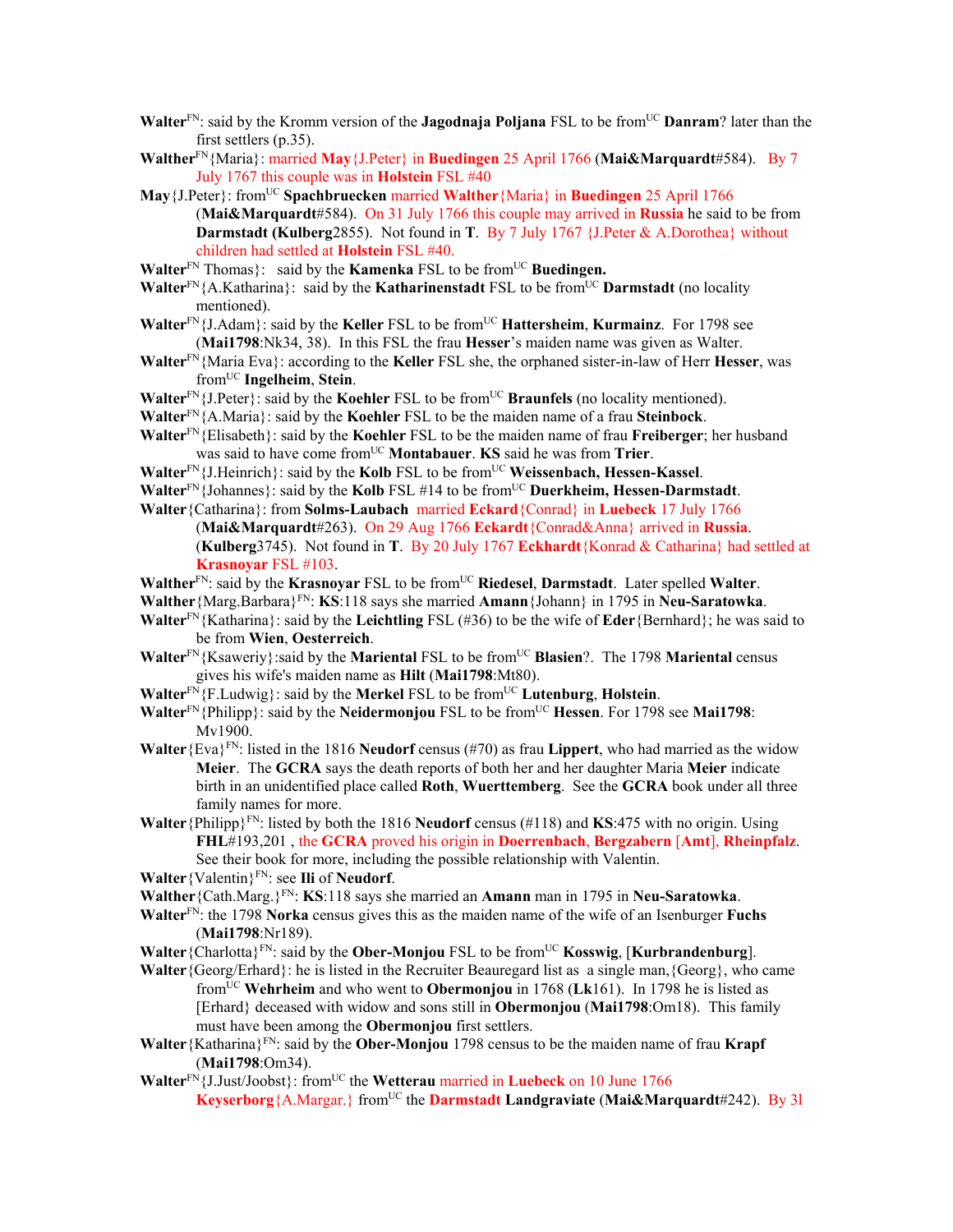**Walter**[FN]: said by the Kromm version of the **Jagodnaja Poljana** FSL to be from[UC] **Danram**? later than the first settlers (p.35).

**Walther**[FN]{Maria}: married **May**{J.Peter} in **Buedingen** 25 April 1766 (**Mai&Marquardt**#584). By 7 July 1767 this couple was in **Holstein** FSL #40

**May**{J.Peter}: from[UC] **Spachbruecken** married **Walther**{Maria} in **Buedingen** 25 April 1766 (**Mai&Marquardt**#584). On 31 July 1766 this couple may arrived in **Russia** he said to be from **Darmstadt** (**Kulberg**2855). Not found in **T**. By 7 July 1767 {J.Peter & A.Dorothea} without children had settled at **Holstein** FSL #40.

**Walter**[FN] Thomas}: said by the **Kamenka** FSL to be from[UC] **Buedingen.**

**Walter**[FN]{A.Katharina}: said by the **Katharinenstadt** FSL to be from[UC] **Darmstadt** (no locality mentioned).

**Walter**[FN]{J.Adam}: said by the **Keller** FSL to be from[UC] **Hattersheim**, **Kurmainz**. For 1798 see (**Mai1798**:Nk34, 38). In this FSL the frau **Hesser**'s maiden name was given as Walter.

**Walter**[FN]{Maria Eva}: according to the **Keller** FSL she, the orphaned sister-in-law of Herr **Hesser**, was from[UC] **Ingelheim**, **Stein**.

**Walter**[FN]{J.Peter}: said by the **Koehler** FSL to be from[UC] **Braunfels** (no locality mentioned).

**Walter**[FN]{A.Maria}: said by the **Koehler** FSL to be the maiden name of a frau **Steinbock**.

**Walter**[FN]{Elisabeth}: said by the **Koehler** FSL to be the maiden name of frau **Freiberger**; her husband was said to have come from[UC] **Montabauer**. **KS** said he was from **Trier**.

**Walter**[FN]{J.Heinrich}: said by the **Kolb** FSL to be from[UC] **Weissenbach, Hessen-Kassel**.

**Walter**[FN]{Johannes}: said by the **Kolb** FSL #14 to be from[UC] **Duerkheim, Hessen-Darmstadt**.

**Walter**{Catharina}: from **Solms-Laubach** married **Eckard**{Conrad} in **Luebeck** 17 July 1766 (**Mai&Marquardt**#263). On 29 Aug 1766 **Eckardt**{Conrad&Anna} arrived in **Russia**. (**Kulberg**3745). Not found in **T**. By 20 July 1767 **Eckhardt**{Konrad & Catharina} had settled at **Krasnoyar** FSL #103.

**Walther**[FN]: said by the **Krasnoyar** FSL to be from[UC] **Riedesel**, **Darmstadt**. Later spelled **Walter**.

**Walther**{Marg.Barbara}[FN]: **KS**:118 says she married **Amann**{Johann} in 1795 in **Neu-Saratowka**.

**Walter**[FN]{Katharina}: said by the **Leichtling** FSL (#36) to be the wife of **Eder**{Bernhard}; he was said to be from **Wien**, **Oesterreich**.

**Walter**[FN]{Ksaweriy}:said by the **Mariental** FSL to be from[UC] **Blasien**?. The 1798 **Mariental** census gives his wife's maiden name as **Hilt** (**Mai1798**:Mt80).

**Walter**[FN]{F.Ludwig}: said by the **Merkel** FSL to be from[UC] **Lutenburg**, **Holstein**.

**Walter**[FN]{Philipp}: said by the **Neidermonjou** FSL to be from[UC] **Hessen**. For 1798 see **Mai1798**: Mv1900.

**Walter**{Eva}[FN]: listed in the 1816 **Neudorf** census (#70) as frau **Lippert**, who had married as the widow **Meier**. The **GCRA** says the death reports of both her and her daughter Maria **Meier** indicate birth in an unidentified place called **Roth**, **Wuerttemberg**. See the **GCRA** book under all three family names for more.

**Walter**{Philipp}[FN]: listed by both the 1816 **Neudorf** census (#118) and **KS**:475 with no origin. Using **FHL**#193,201 , the **GCRA** proved his origin in **Doerrenbach**, **Bergzabern** [**Amt**], **Rheinpfalz**. See their book for more, including the possible relationship with Valentin.

**Walter**{Valentin}[FN]: see **Ili** of **Neudorf**.

**Walther**{Cath.Marg.}[FN]: **KS**:118 says she married an **Amann** man in 1795 in **Neu-Saratowka**.

**Walther**[FN]: the 1798 **Norka** census gives this as the maiden name of the wife of an Isenburger **Fuchs** (**Mai1798**:Nr189).

**Walter**{Charlotta}[FN]: said by the **Ober-Monjou** FSL to be from[UC] **Kosswig**, [**Kurbrandenburg**].

**Walter**{Georg/Erhard}: he is listed in the Recruiter Beauregard list as a single man,{Georg}, who came from[UC] **Wehrheim** and who went to **Obermonjou** in 1768 (**Lk**161). In 1798 he is listed as [Erhard} deceased with widow and sons still in **Obermonjou** (**Mai1798**:Om18). This family must have been among the **Obermonjou** first settlers.

**Walter**{Katharina}[FN]: said by the **Ober-Monjou** 1798 census to be the maiden name of frau **Krapf** (**Mai1798**:Om34).

**Walter**[FN]{J.Just/Joobst}: from[UC] the **Wetterau** married in **Luebeck** on 10 June 1766 **Keyserborg**{A.Margar.} from[UC] the **Darmstadt Landgraviate** (**Mai&Marquardt**#242). By 3l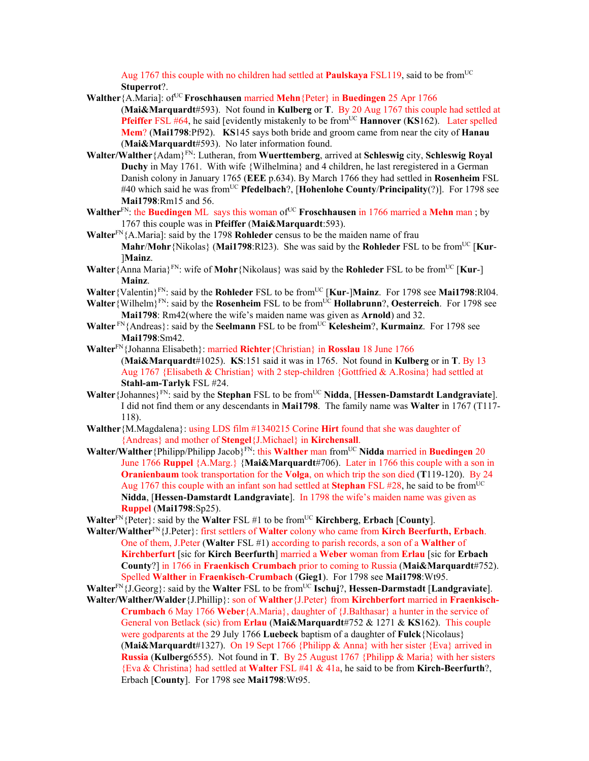Aug 1767 this couple with no children had settled at **Paulskaya** FSL119, said to be from[UC] **Stuperrot**?.

**Walther**{A.Maria]: of[UC] **Froschhausen** married **Mehn**{Peter} in **Buedingen** 25 Apr 1766 (**Mai&Marquardt**#593). Not found in **Kulberg** or **T**. By 20 Aug 1767 this couple had settled at **Pfeiffer** FSL #64, he said [evidently mistakenly to be from[UC] **Hannover** (**KS**162). Later spelled **Mem**? (**Mai1798**:Pf92). **KS**145 says both bride and groom came from near the city of **Hanau** (**Mai&Marquardt**#593). No later information found.

**Walter/Walther**{Adam}[FN]: Lutheran, from **Wuerttemberg**, arrived at **Schleswig** city, **Schleswig Royal Duchy** in May 1761. With wife {Wilhelmina} and 4 children, he last reregistered in a German Danish colony in January 1765 (**EEE** p.634). By March 1766 they had settled in **Rosenheim** FSL #40 which said he was from[UC] **Pfedelbach**?, [**Hohenlohe County**/**Principality**(?)]. For 1798 see **Mai1798**:Rm15 and 56.

**Walther**[FN]: the **Buedingen** ML says this woman of[UC] **Froschhausen** in 1766 married a **Mehn** man ; by 1767 this couple was in **Pfeiffer** (**Mai&Marquardt**:593).

**Walter**[FN]{A.Maria]: said by the 1798 **Rohleder** census to be the maiden name of frau **Mahr**/**Mohr**{Nikolas} (**Mai1798**:Rl23). She was said by the **Rohleder** FSL to be from[UC] [**Kur-**]**Mainz**.

**Walter**{Anna Maria}[FN]: wife of **Mohr**{Nikolaus} was said by the **Rohleder** FSL to be from[UC] [**Kur-**] **Mainz**.

**Walter**{Valentin}[FN]: said by the **Rohleder** FSL to be from[UC] [**Kur-**]**Mainz**. For 1798 see **Mai1798**:Rl04.

**Walter**{Wilhelm}[FN]: said by the **Rosenheim** FSL to be from[UC] **Hollabrunn**?, **Oesterreich**. For 1798 see **Mai1798**: Rm42(where the wife's maiden name was given as **Arnold**) and 32.

**Walter** [FN]{Andreas}: said by the **Seelmann** FSL to be from[UC] **Kelesheim**?, **Kurmainz**. For 1798 see **Mai1798**:Sm42.

**Walter**[FN]{Johanna Elisabeth}: married **Richter**{Christian} in **Rosslau** 18 June 1766 (**Mai&Marquardt**#1025). **KS**:151 said it was in 1765. Not found in **Kulberg** or in **T**. By 13 Aug 1767 {Elisabeth & Christian} with 2 step-children {Gottfried & A.Rosina} had settled at **Stahl-am-Tarlyk** FSL #24.

**Walter**{Johannes}[FN]: said by the **Stephan** FSL to be from[UC] **Nidda**, [**Hessen-Damstardt Landgraviate**]. I did not find them or any descendants in **Mai1798**. The family name was **Walter** in 1767 (T117-118).

**Walther**{M.Magdalena}: using LDS film #1340215 Corine **Hirt** found that she was daughter of {Andreas} and mother of **Stengel**{J.Michael} in **Kirchensall**.

**Walter/Walther**{Philipp/Philipp Jacob}[FN]: this **Walther** man from[UC] **Nidda** married in **Buedingen** 20 June 1766 **Ruppel** {A.Marg.} {**Mai&Marquardt**#706). Later in 1766 this couple with a son in **Oranienbaum** took transportation for the **Volga**, on which trip the son died (**T**119-120). By 24 Aug 1767 this couple with an infant son had settled at **Stephan** FSL #28, he said to be from[UC] **Nidda**, [**Hessen-Damstardt Landgraviate**]. In 1798 the wife's maiden name was given as **Ruppel** (**Mai1798**:Sp25).

**Walter**[FN]{Peter}: said by the **Walter** FSL #1 to be from[UC] **Kirchberg**, **Erbach** [**County**].

**Walter/Walther**[FN]{J.Peter}: first settlers of **Walter** colony who came from **Kirch Beerfurth, Erbach**. One of them, J.Peter (**Walter** FSL #1) according to parish records, a son of a **Walther** of **Kirchberfurt** [sic for **Kirch Beerfurth**] married a **Weber** woman from **Erlau** [sic for **Erbach County**?] in 1766 in **Fraenkisch Crumbach** prior to coming to Russia (**Mai&Marquardt**#752). Spelled **Walther** in **Fraenkisch-Crumbach** (**Gieg1**). For 1798 see **Mai1798**:Wt95.

**Walter**[FN]{J.Georg}: said by the **Walter** FSL to be from[UC] **Ischuj**?, **Hessen-Darmstadt** [**Landgraviate**].

**Walter/Walther/Walder**{J.Phillip}: son of **Walther**{J.Peter} from **Kirchberfort** married in **Fraenkisch-Crumbach** 6 May 1766 **Weber**{A.Maria}, daughter of {J.Balthasar} a hunter in the service of General von Betlack (sic) from **Erlau** (**Mai&Marquardt**#752 & 1271 & **KS**162). This couple were godparents at the 29 July 1766 **Luebeck** baptism of a daughter of **Fulck**{Nicolaus} (**Mai&Marquardt**#1327). On 19 Sept 1766 {Philipp & Anna} with her sister {Eva} arrived in **Russia** (**Kulberg**6555). Not found in **T**. By 25 August 1767 {Philipp & Maria} with her sisters {Eva & Christina} had settled at **Walter** FSL #41 & 41a, he said to be from **Kirch-Beerfurth**?, Erbach [**County**]. For 1798 see **Mai1798**:Wt95.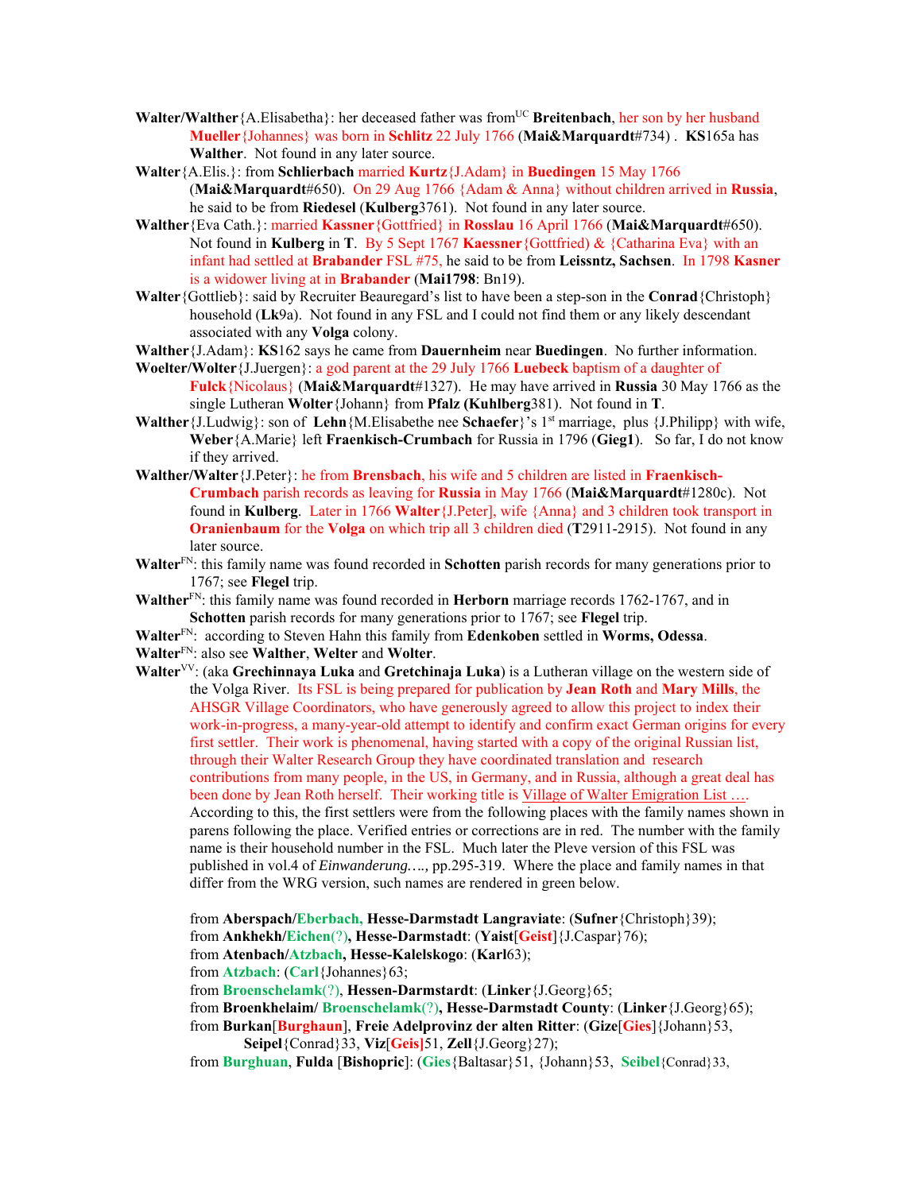**Walter/Walther**{A.Elisabetha}: her deceased father was from[UC] **Breitenbach**, her son by her husband **Mueller**{Johannes} was born in **Schlitz** 22 July 1766 (**Mai&Marquardt**#734) . **KS**165a has **Walther**. Not found in any later source.

**Walter**{A.Elis.}: from **Schlierbach** married **Kurtz**{J.Adam} in **Buedingen** 15 May 1766 (**Mai&Marquardt**#650). On 29 Aug 1766 {Adam & Anna} without children arrived in **Russia**, he said to be from **Riedesel** (**Kulberg**3761). Not found in any later source.

**Walther**{Eva Cath.}: married **Kassner**{Gottfried} in **Rosslau** 16 April 1766 (**Mai&Marquardt**#650). Not found in **Kulberg** in **T**. By 5 Sept 1767 **Kaessner**{Gottfried) & {Catharina Eva} with an infant had settled at **Brabander** FSL #75, he said to be from **Leissntz, Sachsen**. In 1798 **Kasner** is a widower living at in **Brabander** (**Mai1798**: Bn19).

**Walter**{Gottlieb}: said by Recruiter Beauregard's list to have been a step-son in the **Conrad**{Christoph} household (**Lk**9a). Not found in any FSL and I could not find them or any likely descendant associated with any **Volga** colony.

**Walther**{J.Adam}: **KS**162 says he came from **Dauernheim** near **Buedingen**. No further information.

**Woelter/Wolter**{J.Juergen}: a god parent at the 29 July 1766 **Luebeck** baptism of a daughter of **Fulck**{Nicolaus} (**Mai&Marquardt**#1327). He may have arrived in **Russia** 30 May 1766 as the single Lutheran **Wolter**{Johann} from **Pfalz** (**Kuhlberg**381). Not found in **T**.

**Walther**{J.Ludwig}: son of **Lehn**{M.Elisabethe nee **Schaefer**}'s 1st marriage, plus {J.Philipp} with wife, **Weber**{A.Marie} left **Fraenkisch-Crumbach** for Russia in 1796 (**Gieg1**). So far, I do not know if they arrived.

**Walther/Walter**{J.Peter}: he from **Brensbach**, his wife and 5 children are listed in **Fraenkisch-Crumbach** parish records as leaving for **Russia** in May 1766 (**Mai&Marquardt**#1280c). Not found in **Kulberg**. Later in 1766 **Walter**{J.Peter], wife {Anna} and 3 children took transport in **Oranienbaum** for the **Volga** on which trip all 3 children died (**T**2911-2915). Not found in any later source.

**Walter**[FN]: this family name was found recorded in **Schotten** parish records for many generations prior to 1767; see **Flegel** trip.

**Walther**[FN]: this family name was found recorded in **Herborn** marriage records 1762-1767, and in **Schotten** parish records for many generations prior to 1767; see **Flegel** trip.

**Walter**[FN]: according to Steven Hahn this family from **Edenkoben** settled in **Worms, Odessa**.

**Walter**[FN]: also see **Walther**, **Welter** and **Wolter**.

**Walter**[VV]: (aka **Grechinnaya Luka** and **Gretchinaja Luka**) is a Lutheran village on the western side of the Volga River. Its FSL is being prepared for publication by **Jean Roth** and **Mary Mills**, the AHSGR Village Coordinators, who have generously agreed to allow this project to index their work-in-progress, a many-year-old attempt to identify and confirm exact German origins for every first settler. Their work is phenomenal, having started with a copy of the original Russian list, through their Walter Research Group they have coordinated translation and research contributions from many people, in the US, in Germany, and in Russia, although a great deal has been done by Jean Roth herself. Their working title is Village of Walter Emigration List …. According to this, the first settlers were from the following places with the family names shown in parens following the place. Verified entries or corrections are in red. The number with the family name is their household number in the FSL. Much later the Pleve version of this FSL was published in vol.4 of *Einwanderung….,* pp.295-319. Where the place and family names in that differ from the WRG version, such names are rendered in green below.

from **Aberspach/Eberbach, Hesse-Darmstadt Langraviate**: (**Sufner**{Christoph}39);
from **Ankhekh/Eichen(?), Hesse-Darmstadt**: (**Yaist**[**Geist**]{J.Caspar}76);
from **Atenbach/Atzbach, Hesse-Kalelskogo**: (**Karl**63);
from **Atzbach**: (**Carl**{Johannes}63;
from **Broenschelamk(?), Hessen-Darmstardt**: (**Linker**{J.Georg}65;
from **Broenkhelaim/ Broenschelamk(?), Hesse-Darmstadt County**: (**Linker**{J.Georg}65);
from **Burkan**[**Burghaun**], **Freie Adelprovinz der alten Ritter**: (**Gize**[**Gies**]{Johann}53, **Seipel**{Conrad}33, **Viz**[**Geis**]51, **Zell**{J.Georg}27);
from **Burghuan**, **Fulda** [**Bishopric**]: (**Gies**{Baltasar}51, {Johann}53, **Seibel**{Conrad}33,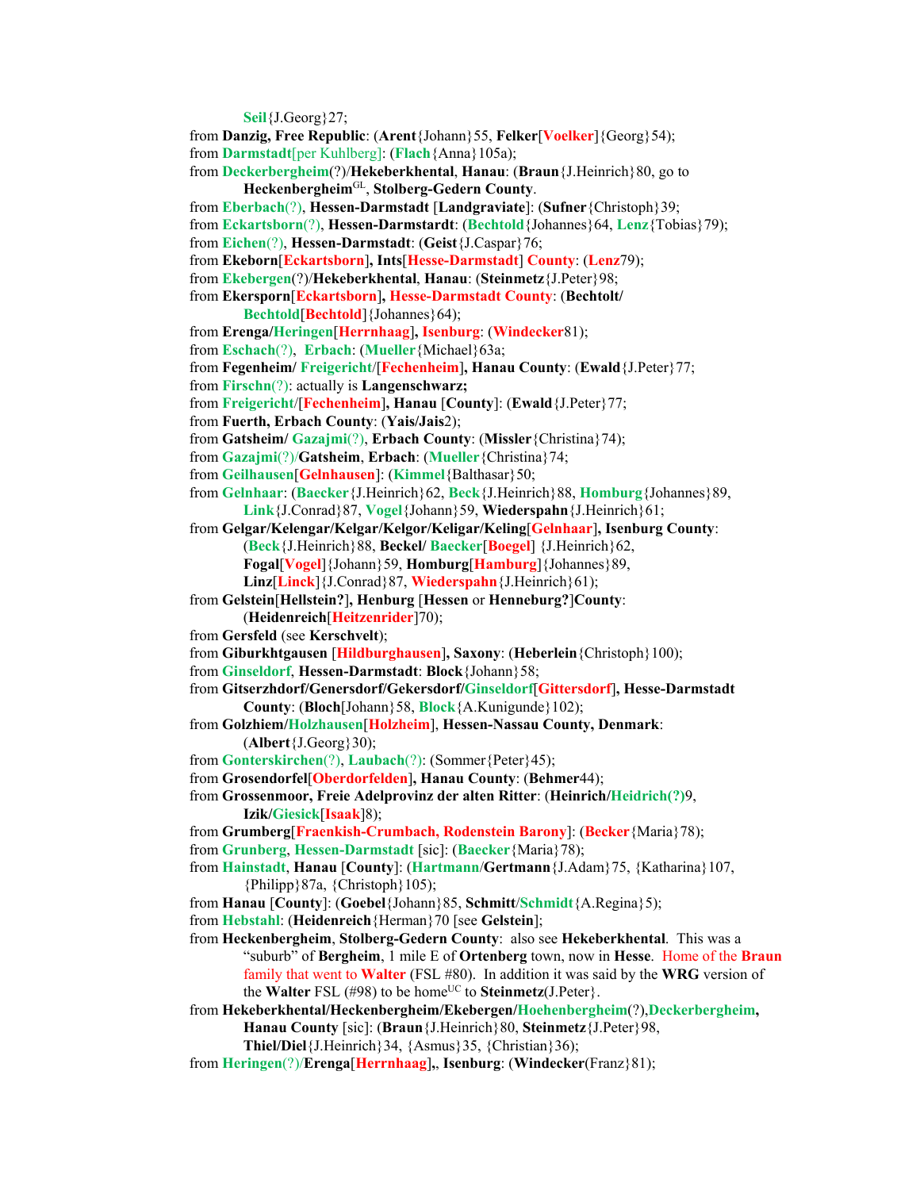**Seil**{J.Georg}27;

from **Danzig, Free Republic**: (**Arent**{Johann}55, **Felker**[**Voelker**]{Georg}54);

from **Darmstadt**[per Kuhlberg]: (**Flach**{Anna}105a);

from **Deckerbergheim**(?)/**Hekeberkhental**, **Hanau**: (**Braun**{J.Heinrich}80, go to **Heckenbergheim**[GL], **Stolberg-Gedern County**.

from **Eberbach**(?), **Hessen-Darmstadt** [**Landgraviate**]: (**Sufner**{Christoph}39;

from **Eckartsborn**(?), **Hessen-Darmstardt**: (**Bechtold**{Johannes}64, **Lenz**{Tobias}79);

from **Eichen**(?), **Hessen-Darmstadt**: (**Geist**{J.Caspar}76;

from **Ekeborn**[**Eckartsborn**]**, Ints**[**Hesse-Darmstadt**] **County**: (**Lenz**79);

from **Ekebergen**(?)/**Hekeberkhental**, **Hanau**: (**Steinmetz**{J.Peter}98;

from **Ekersporn**[**Eckartsborn**]**, Hesse-Darmstadt County**: (**Bechtolt/ Bechtold**[**Bechtold**]{Johannes}64);

from **Erenga/Heringen**[**Herrnhaag**]**, Isenburg**: (**Windecker**81);

from **Eschach**(?), **Erbach**: (**Mueller**{Michael}63a;

from **Fegenheim/ Freigericht**/[**Fechenheim**]**, Hanau County**: (**Ewald**{J.Peter}77;

from **Firschn**(?): actually is **Langenschwarz;**

from **Freigericht**/[**Fechenheim**]**, Hanau** [**County**]: (**Ewald**{J.Peter}77;

from **Fuerth, Erbach County**: (**Yais/Jais**2);

from **Gatsheim/ Gazajmi**(?)**, Erbach County**: (**Missler**{Christina}74);

from **Gazajmi**(?)/**Gatsheim**, **Erbach**: (**Mueller**{Christina}74;

from **Geilhausen**[**Gelnhausen**]: (**Kimmel**{Balthasar}50;

from **Gelnhaar**: (**Baecker**{J.Heinrich}62, **Beck**{J.Heinrich}88, **Homburg**{Johannes}89, **Link**{J.Conrad}87, **Vogel**{Johann}59, **Wiederspahn**{J.Heinrich}61;

from **Gelgar/Kelengar/Kelgar/Kelgor/Keligar/Keling**[**Gelnhaar**]**, Isenburg County**: (**Beck**{J.Heinrich}88, **Beckel/ Baecker**[**Boegel**] {J.Heinrich}62, **Fogal**[**Vogel**]{Johann}59, **Homburg**[**Hamburg**]{Johannes}89, **Linz**[**Linck**]{J.Conrad}87, **Wiederspahn**{J.Heinrich}61);

from **Gelstein**[**Hellstein?**]**, Henburg** [**Hessen** or **Henneburg?**]**County**: (**Heidenreich**[**Heitzenrider**]70);

from **Gersfeld** (see **Kerschvelt**);

from **Giburkhtgausen** [**Hildburghausen**]**, Saxony**: (**Heberlein**{Christoph}100);

from **Ginseldorf**, **Hessen-Darmstadt**: **Block**{Johann}58;

from **Gitserzhdorf/Genersdorf/Gekersdorf/Ginseldorf**[**Gittersdorf**]**, Hesse-Darmstadt County**: (**Bloch**[Johann}58, **Block**{A.Kunigunde}102);

from **Golzhiem/Holzhausen**[**Holzheim**], **Hessen-Nassau County, Denmark**: (**Albert**{J.Georg}30);

from **Gonterskirchen**(?), **Laubach**(?): (Sommer{Peter}45);

from **Grosendorfel**[**Oberdorfelden**]**, Hanau County**: (**Behmer**44);

from **Grossenmoor, Freie Adelprovinz der alten Ritter**: (**Heinrich/Heidrich(?)**9, **Izik/Giesick**[**Isaak**]8);

from **Grumberg**[**Fraenkish-Crumbach, Rodenstein Barony**]: (**Becker**{Maria}78);

from **Grunberg**, **Hessen-Darmstadt** [sic]: (**Baecker**{Maria}78);

from **Hainstadt**, **Hanau** [**County**]: (**Hartmann**/**Gertmann**{J.Adam}75, {Katharina}107, {Philipp}87a, {Christoph}105);

from **Hanau** [**County**]: (**Goebel**{Johann}85, **Schmitt**/**Schmidt**{A.Regina}5);

from **Hebstahl**: (**Heidenreich**{Herman}70 [see **Gelstein**];

from **Heckenbergheim**, **Stolberg-Gedern County**: also see **Hekeberkhental**. This was a "suburb" of **Bergheim**, 1 mile E of **Ortenberg** town, now in **Hesse**. Home of the **Braun** family that went to **Walter** (FSL #80). In addition it was said by the **WRG** version of the **Walter** FSL (#98) to be home[UC] to **Steinmetz**(J.Peter}.

from **Hekeberkhental/Heckenbergheim/Ekebergen/Hoehenbergheim**(?),**Deckerbergheim, Hanau County** [sic]: (**Braun**{J.Heinrich}80, **Steinmetz**{J.Peter}98, **Thiel/Diel**{J.Heinrich}34, {Asmus}35, {Christian}36);

from **Heringen**(?)/**Erenga**[**Herrnhaag**],**, Isenburg**: (**Windecker**(Franz}81);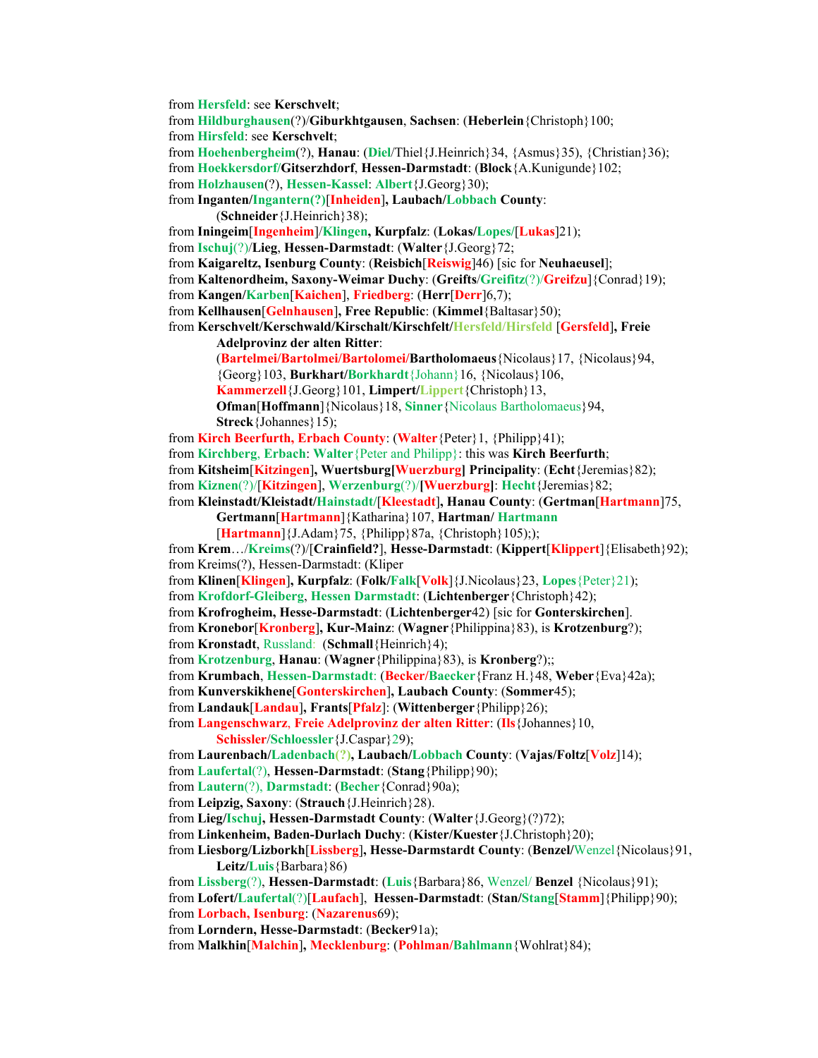from **Hersfeld**: see **Kerschvelt**;

from **Hildburghausen**(?)/**Giburkhtgausen**, **Sachsen**: (**Heberlein**{Christoph}100;

from **Hirsfeld**: see **Kerschvelt**;

from **Hoehenbergheim**(?), **Hanau**: (**Diel**/Thiel{J.Heinrich}34, {Asmus}35), {Christian}36);

from **Hoekkersdorf**/**Gitserzhdorf**, **Hessen-Darmstadt**: (**Block**{A.Kunigunde}102;

from **Holzhausen**(?), **Hessen-Kassel**: **Albert**{J.Georg}30);

from **Inganten**/**Ingantern(?)**[**Inheiden**], **Laubach**/**Lobbach County**:
    (**Schneider**{J.Heinrich}38);

from **Iningeim**[**Ingenheim**]/**Klingen, Kurpfalz**: (**Lokas**/**Lopes**/[**Lukas**]21);

from **Ischuj**(?)/**Lieg**, **Hessen-Darmstadt**: (**Walter**{J.Georg}72;

from **Kaigareltz, Isenburg County**: (**Reisbich**[**Reiswig**]46) [sic for **Neuhaeusel**];

from **Kaltenordheim, Saxony-Weimar Duchy**: (**Greifts**/**Greifitz**(?)/**Greifzu**]{Conrad}19);

from **Kangen**/**Karben**[**Kaichen**], **Friedberg**: (**Herr**[**Derr**]6,7);

from **Kellhausen**[**Gelnhausen**]**, Free Republic**: (**Kimmel**{Baltasar}50);

from **Kerschvelt**/**Kerschwald**/**Kirschalt**/**Kirschfelt**/**Hersfeld**/**Hirsfeld** [**Gersfeld**]**, Freie Adelprovinz der alten Ritter**:
    (**Bartelmei**/**Bartolmei**/**Bartolomei**/**Bartholomaeus**{Nicolaus}17, {Nicolaus}94, {Georg}103, **Burkhart**/**Borkhardt**{Johann}16, {Nicolaus}106, **Kammerzell**{J.Georg}101, **Limpert**/**Lippert**{Christoph}13, **Ofman**[**Hoffmann**]{Nicolaus}18, **Sinner**{Nicolaus Bartholomaeus}94, **Streck**{Johannes}15);

from **Kirch Beerfurth, Erbach County**: (**Walter**{Peter}1, {Philipp}41);

from **Kirchberg**, **Erbach**: **Walter**{Peter and Philipp}: this was **Kirch Beerfurth**;

from **Kitsheim**[**Kitzingen**]**, Wuertsburg**[**Wuerzburg**] **Principality**: (**Echt**{Jeremias}82);

from **Kiznen**(?)/[**Kitzingen**], **Werzenburg**(?)/[**Wuerzburg**]: **Hecht**{Jeremias}82;

from **Kleinstadt**/**Kleistadt**/**Hainstadt**/[**Kleestadt**]**, Hanau County**: (**Gertman**[**Hartmann**]75, **Gertmann**[**Hartmann**]{Katharina}107, **Hartman**/ **Hartmann** [**Hartmann**]{J.Adam}75, {Philipp}87a, {Christoph}105););

from **Krem**…/**Kreims**(?)/[**Crainfield?**], **Hesse-Darmstadt**: (**Kippert**[**Klippert**]{Elisabeth}92);

from Kreims(?), Hessen-Darmstadt: (Kliper

from **Klinen**[**Klingen**]**, Kurpfalz**: (**Folk**/**Falk**[**Volk**]{J.Nicolaus}23, **Lopes**{Peter}21);

from **Krofdorf-Gleiberg**, **Hessen Darmstadt**: (**Lichtenberger**{Christoph}42);

from **Krofrogheim, Hesse-Darmstadt**: (**Lichtenberger**42) [sic for **Gonterskirchen**].

from **Kronebor**[**Kronberg**]**, Kur-Mainz**: (**Wagner**{Philippina}83), is **Krotzenburg**?);

from **Kronstadt**, Russland: (**Schmall**{Heinrich}4);

from **Krotzenburg**, **Hanau**: (**Wagner**{Philippina}83), is **Kronberg**?);;

from **Krumbach**, **Hessen-Darmstadt**: (**Becker**/**Baecker**{Franz H.}48, **Weber**{Eva}42a);

from **Kunverskikhene**[**Gonterskirchen**]**, Laubach County**: (**Sommer**45);

from **Landauk**[**Landau**], **Frants**[**Pfalz**]: (**Wittenberger**{Philipp}26);

from **Langenschwarz**, **Freie Adelprovinz der alten Ritter**: (**Ils**{Johannes}10, **Schissler**/**Schloessler**{J.Caspar}29);

from **Laurenbach**/**Ladenbach(?)**, **Laubach**/**Lobbach County**: (**Vajas**/**Foltz**[**Volz**]14);

from **Laufertal**(?), **Hessen-Darmstadt**: (**Stang**{Philipp}90);

from **Lautern**(?), **Darmstadt**: (**Becher**{Conrad}90a);

from **Leipzig, Saxony**: (**Strauch**{J.Heinrich}28).

from **Lieg**/**Ischuj, Hessen-Darmstadt County**: (**Walter**{J.Georg}(?)72);

from **Linkenheim, Baden-Durlach Duchy**: (**Kister**/**Kuester**{J.Christoph}20);

from **Liesborg**/**Lizborkh**[**Lissberg**]**, Hesse-Darmstardt County**: (**Benzel**/Wenzel{Nicolaus}91, **Leitz**/**Luis**{Barbara}86)

from **Lissberg**(?), **Hessen-Darmstadt**: (**Luis**{Barbara}86, Wenzel/ **Benzel** {Nicolaus}91);

from **Lofert**/**Laufertal**(?)[**Laufach**], **Hessen-Darmstadt**: (**Stan**/**Stang**[**Stamm**]{Philipp}90);

from **Lorbach, Isenburg**: (**Nazarenus**69);

from **Lorndern, Hesse-Darmstadt**: (**Becker**91a);

from **Malkhin**[**Malchin**]**, Mecklenburg**: (**Pohlman**/**Bahlmann**{Wohlrat}84);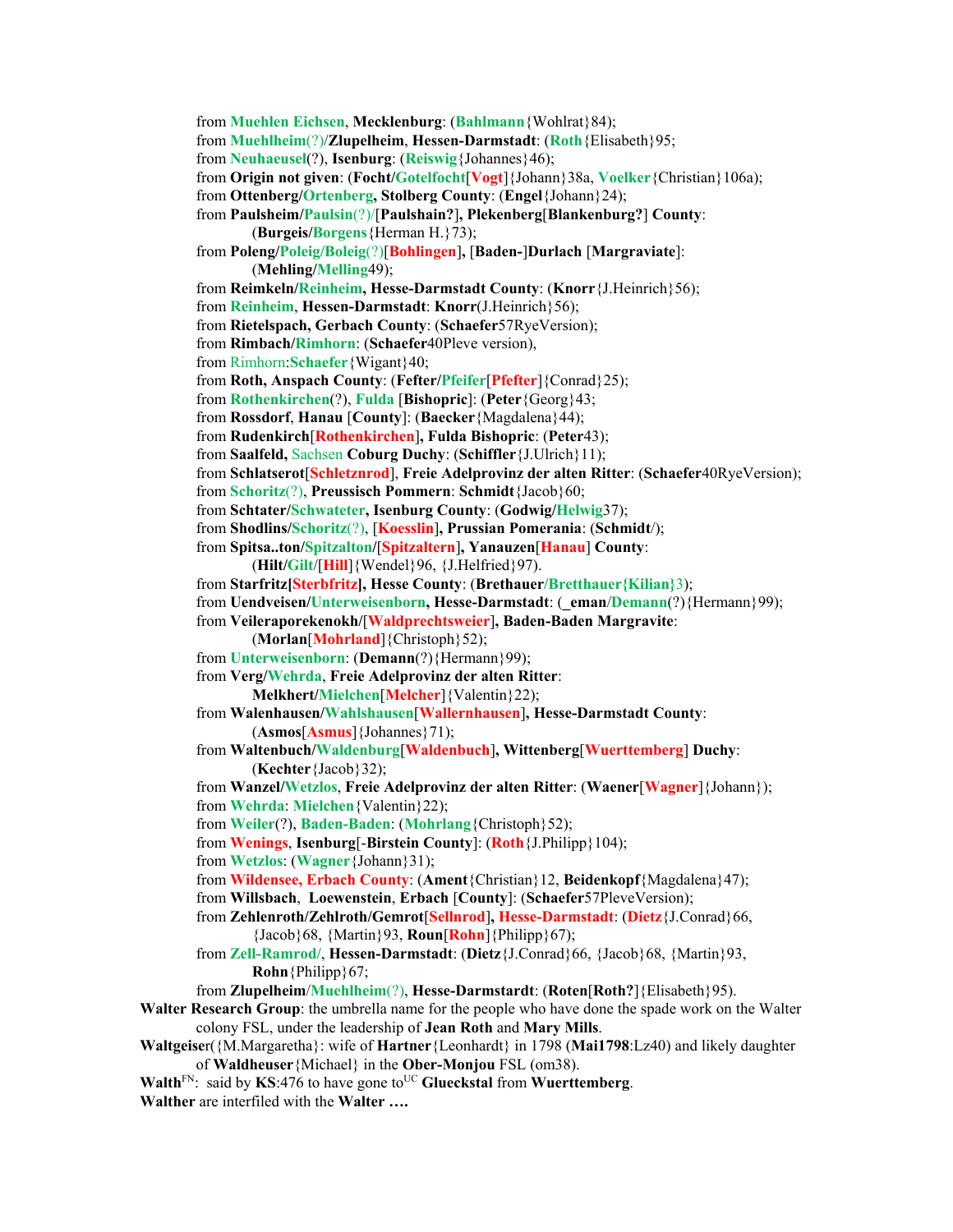from **Muehlen Eichsen**, **Mecklenburg**: (**Bahlmann**{Wohlrat}84);
from **Muehlheim**(?)/**Zlupelheim**, **Hessen-Darmstadt**: (**Roth**{Elisabeth}95;
from **Neuhaeusel**(?), **Isenburg**: (**Reiswig**{Johannes}46);
from **Origin not given**: (**Focht**/**Gotelfocht**[**Vogt**]{Johann}38a, **Voelker**{Christian}106a);
from **Ottenberg**/**Ortenberg, Stolberg County**: (**Engel**{Johann}24);
from **Paulsheim**/**Paulsin**(?)/[**Paulshain?**], **Plekenberg**[**Blankenburg?**] **County**:
(**Burgeis**/**Borgens**{Herman H.}73);
from **Poleng**/**Poleig**/**Boleig**(?)[**Bohlingen**], [**Baden-**]**Durlach** [**Margraviate**]:
(**Mehling**/**Melling**49);
from **Reimkeln**/**Reinheim, Hesse-Darmstadt County**: (**Knorr**{J.Heinrich}56);
from **Reinheim**, **Hessen-Darmstadt**: **Knorr**(J.Heinrich}56);
from **Rietelspach, Gerbach County**: (**Schaefer**57RyeVersion);
from **Rimbach**/**Rimhorn**: (**Schaefer**40Pleve version),
from Rimhorn:**Schaefer**{Wigant}40;
from **Roth, Anspach County**: (**Fefter**/**Pfeifer**[**Pfefter**]{Conrad}25);
from **Rothenkirchen**(?), **Fulda** [**Bishopric**]: (**Peter**{Georg}43;
from **Rossdorf**, **Hanau** [**County**]: (**Baecker**{Magdalena}44);
from **Rudenkirch**[**Rothenkirchen**], **Fulda Bishopric**: (**Peter**43);
from **Saalfeld,** Sachsen **Coburg Duchy**: (**Schiffler**{J.Ulrich}11);
from **Schlatserot**[**Schletznrod**], **Freie Adelprovinz der alten Ritter**: (**Schaefer**40RyeVersion);
from **Schoritz**(?), **Preussisch Pommern**: **Schmidt**{Jacob}60;
from **Schtater**/**Schwateter, Isenburg County**: (**Godwig**/**Helwig**37);
from **Shodlins**/**Schoritz**(?), [**Koesslin**], **Prussian Pomerania**: (**Schmidt**/);
from **Spitsa..ton**/**Spitzalton**/[**Spitzaltern**], **Yanauzen**[**Hanau**] **County**:
(**Hilt**/**Gilt**/[**Hill**]{Wendel}96, {J.Helfried}97).
from **Starfritz**[**Sterbfritz**], **Hesse County**: (**Brethauer**/**Bretthauer{Kilian}3**);
from **Uendveisen**/**Unterweisenborn, Hesse-Darmstadt**: (**_eman**/**Demann**(?){Hermann}99);
from **Veileraporekenokh**/[**Waldprechtsweier**], **Baden-Baden Margravite**:
(**Morlan**[**Mohrland**]{Christoph}52);
from **Unterweisenborn**: (**Demann**(?){Hermann}99);
from **Verg**/**Wehrda**, **Freie Adelprovinz der alten Ritter**:
**Melkhert**/**Mielchen**[**Melcher**]{Valentin}22);
from **Walenhausen**/**Wahlshausen**[**Wallernhausen**], **Hesse-Darmstadt County**:
(**Asmos**[**Asmus**]{Johannes}71);
from **Waltenbuch**/**Waldenburg**[**Waldenbuch**], **Wittenberg**[**Wuerttemberg**] **Duchy**:
(**Kechter**{Jacob}32);
from **Wanzel**/**Wetzlos**, **Freie Adelprovinz der alten Ritter**: (**Waener**[**Wagner**]{Johann});
from **Wehrda**: **Mielchen**{Valentin}22);
from **Weiler**(?), **Baden-Baden**: (**Mohrlang**{Christoph}52);
from **Wenings**, **Isenburg**[-**Birstein County**]: (**Roth**{J.Philipp}104);
from **Wetzlos**: (**Wagner**{Johann}31);
from **Wildensee, Erbach County**: (**Ament**{Christian}12, **Beidenkopf**{Magdalena}47);
from **Willsbach**, **Loewenstein**, **Erbach** [**County**]: (**Schaefer**57PleveVersion);
from **Zehlenroth**/**Zehlroth**/**Gemrot**[**Sellnrod**], **Hesse-Darmstadt**: (**Dietz**{J.Conrad}66,
{Jacob}68, {Martin}93, **Roun**[**Rohn**]{Philipp}67);
from **Zell-Ramrod/**, **Hessen-Darmstadt**: (**Dietz**{J.Conrad}66, {Jacob}68, {Martin}93,
**Rohn**{Philipp}67;
from **Zlupelheim**/**Muehlheim**(?), **Hesse-Darmstardt**: (**Roten**[**Roth?**]{Elisabeth}95).

**Walter Research Group**: the umbrella name for the people who have done the spade work on the Walter colony FSL, under the leadership of **Jean Roth** and **Mary Mills**.

**Waltgeiser**({M.Margaretha}: wife of **Hartner**{Leonhardt} in 1798 (**Mai1798**:Lz40) and likely daughter of **Waldheuser**{Michael} in the **Ober-Monjou** FSL (om38).

**Walth**[FN]: said by **KS**:476 to have gone to[UC] **Glueckstal** from **Wuerttemberg**.

**Walther** are interfiled with the **Walter ….**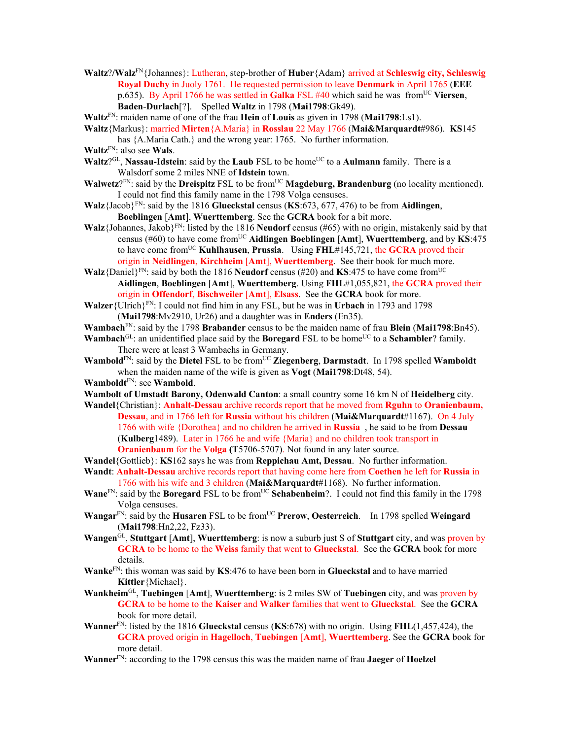**Waltz**?/**Walz**[FN]{Johannes}: Lutheran, step-brother of **Huber**{Adam} arrived at **Schleswig city, Schleswig Royal Duchy** in Juoly 1761. He requested permission to leave **Denmark** in April 1765 (**EEE** p.635). By April 1766 he was settled in **Galka** FSL #40 which said he was from[UC] **Viersen**, **Baden**-**Durlach**[?]. Spelled **Waltz** in 1798 (**Mai1798**:Gk49).

**Waltz**[FN]: maiden name of one of the frau **Hein** of **Louis** as given in 1798 (**Mai1798**:Ls1).

**Waltz**{Markus}: married **Mirten**{A.Maria} in **Rosslau** 22 May 1766 (**Mai&Marquardt**#986). **KS**145 has {A.Maria Cath.} and the wrong year: 1765. No further information.

**Waltz**[FN]: also see **Wals**.

**Waltz**?[GL], **Nassau-Idstein**: said by the **Laub** FSL to be home[UC] to a **Aulmann** family. There is a Walsdorf some 2 miles NNE of **Idstein** town.

**Walwetz**?[FN]: said by the **Dreispitz** FSL to be from[UC] **Magdeburg, Brandenburg** (no locality mentioned). I could not find this family name in the 1798 Volga censuses.

**Walz**{Jacob}[FN]: said by the 1816 **Glueckstal** census (**KS**:673, 677, 476) to be from **Aidlingen**, **Boeblingen** [**Amt**], **Wuerttemberg**. See the **GCRA** book for a bit more.

**Walz**{Johannes, Jakob}[FN]: listed by the 1816 **Neudorf** census (#65) with no origin, mistakenly said by that census (#60) to have come from[UC] **Aidlingen Boeblingen** [**Amt**], **Wuerttemberg**, and by **KS**:475 to have come from[UC] **Kuhlhausen**, **Prussia**. Using **FHL**#145,721, the **GCRA** proved their origin in **Neidlingen**, **Kirchheim** [**Amt**], **Wuerttemberg**. See their book for much more.

**Walz**{Daniel}[FN]: said by both the 1816 **Neudorf** census (#20) and **KS**:475 to have come from[UC] **Aidlingen**, **Boeblingen** [**Amt**], **Wuerttemberg**. Using **FHL**#1,055,821, the **GCRA** proved their origin in **Offendorf**, **Bischweiler** [**Amt**], **Elsass**. See the **GCRA** book for more.

**Walzer**{Ulrich}[FN]: I could not find him in any FSL, but he was in **Urbach** in 1793 and 1798 (**Mai1798**:Mv2910, Ur26) and a daughter was in **Enders** (En35).

**Wambach**[FN]: said by the 1798 **Brabander** census to be the maiden name of frau **Blein** (**Mai1798**:Bn45).

**Wambach**[GL]: an unidentified place said by the **Boregard** FSL to be home[UC] to a **Schambler**? family. There were at least 3 Wambachs in Germany.

**Wambold**[FN]: said by the **Dietel** FSL to be from[UC] **Ziegenberg**, **Darmstadt**. In 1798 spelled **Wamboldt** when the maiden name of the wife is given as **Vogt** (**Mai1798**:Dt48, 54).

**Wamboldt**[FN]: see **Wambold**.

**Wambolt of Umstadt Barony, Odenwald Canton**: a small country some 16 km N of **Heidelberg** city.

**Wandel**{Christian}: **Anhalt-Dessau** archive records report that he moved from **Rguhn** to **Oranienbaum, Dessau**, and in 1766 left for **Russia** without his children (**Mai&Marquardt**#1167). On 4 July 1766 with wife {Dorothea} and no children he arrived in **Russia** , he said to be from **Dessau** (**Kulberg**1489). Later in 1766 he and wife {Maria} and no children took transport in **Oranienbaum** for the **Volga** (**T**5706-5707). Not found in any later source.

**Wandel**{Gottlieb}: **KS**162 says he was from **Reppichau Amt, Dessau**. No further information.

**Wandt**: **Anhalt-Dessau** archive records report that having come here from **Coethen** he left for **Russia** in 1766 with his wife and 3 children (**Mai&Marquardt**#1168). No further information.

**Wane**[FN]: said by the **Boregard** FSL to be from[UC] **Schabenheim**?. I could not find this family in the 1798 Volga censuses.

**Wangar**[FN]: said by the **Husaren** FSL to be from[UC] **Prerow**, **Oesterreich**. In 1798 spelled **Weingard** (**Mai1798**:Hn2,22, Fz33).

**Wangen**[GL], **Stuttgart** [**Amt**], **Wuerttemberg**: is now a suburb just S of **Stuttgart** city, and was proven by **GCRA** to be home to the **Weiss** family that went to **Glueckstal**. See the **GCRA** book for more details.

**Wanke**[FN]: this woman was said by **KS**:476 to have been born in **Glueckstal** and to have married **Kittler**{Michael}.

**Wankheim**[GL], **Tuebingen** [**Amt**], **Wuerttemberg**: is 2 miles SW of **Tuebingen** city, and was proven by **GCRA** to be home to the **Kaiser** and **Walker** families that went to **Glueckstal**. See the **GCRA** book for more detail.

**Wanner**[FN]: listed by the 1816 **Glueckstal** census (**KS**:678) with no origin. Using **FHL**(1,457,424), the **GCRA** proved origin in **Hagelloch**, **Tuebingen** [**Amt**], **Wuerttemberg**. See the **GCRA** book for more detail.

**Wanner**[FN]: according to the 1798 census this was the maiden name of frau **Jaeger** of **Hoelzel**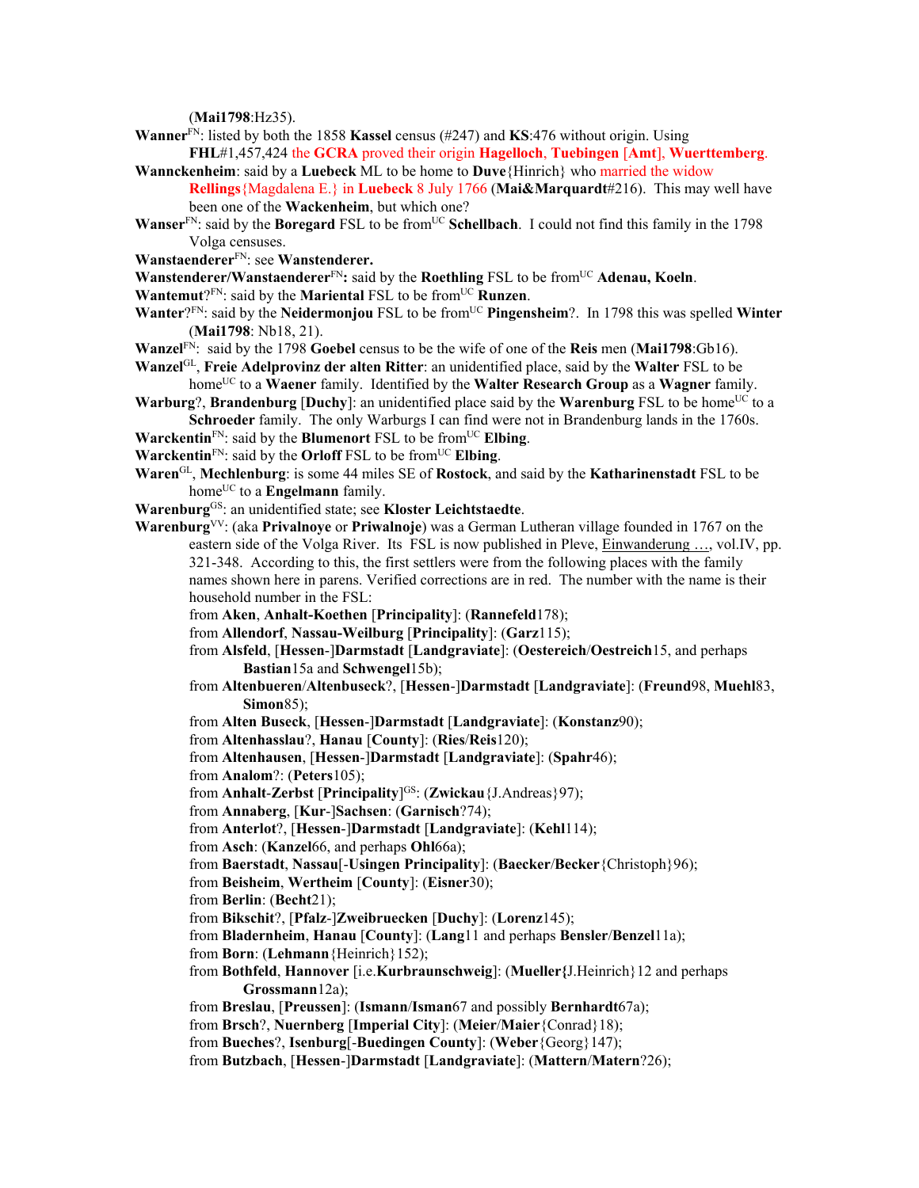(**Mai1798**:Hz35).

**Wanner**[FN]: listed by both the 1858 **Kassel** census (#247) and **KS**:476 without origin. Using **FHL**#1,457,424 the **GCRA** proved their origin **Hagelloch**, **Tuebingen** [**Amt**], **Wuerttemberg**.

**Wannckenheim**: said by a **Luebeck** ML to be home to **Duve**{Hinrich} who married the widow **Rellings**{Magdalena E.} in **Luebeck** 8 July 1766 (**Mai&Marquardt**#216). This may well have been one of the **Wackenheim**, but which one?

**Wanser**[FN]: said by the **Boregard** FSL to be from[UC] **Schellbach**. I could not find this family in the 1798 Volga censuses.

**Wanstaenderer**[FN]: see **Wanstenderer.**

**Wanstenderer/Wanstaenderer**[FN]**:** said by the **Roethling** FSL to be from[UC] **Adenau, Koeln**.

**Wantemut**?[FN]: said by the **Mariental** FSL to be from[UC] **Runzen**.

**Wanter**?[FN]: said by the **Neidermonjou** FSL to be from[UC] **Pingensheim**?. In 1798 this was spelled **Winter** (**Mai1798**: Nb18, 21).

**Wanzel**[FN]: said by the 1798 **Goebel** census to be the wife of one of the **Reis** men (**Mai1798**:Gb16).

**Wanzel**[GL], **Freie Adelprovinz der alten Ritter**: an unidentified place, said by the **Walter** FSL to be home[UC] to a **Waener** family. Identified by the **Walter Research Group** as a **Wagner** family.

**Warburg**?, **Brandenburg** [**Duchy**]: an unidentified place said by the **Warenburg** FSL to be home[UC] to a **Schroeder** family. The only Warburgs I can find were not in Brandenburg lands in the 1760s.

**Warckentin**[FN]: said by the **Blumenort** FSL to be from[UC] **Elbing**.

**Warckentin**[FN]: said by the **Orloff** FSL to be from[UC] **Elbing**.

**Waren**[GL], **Mechlenburg**: is some 44 miles SE of **Rostock**, and said by the **Katharinenstadt** FSL to be home[UC] to a **Engelmann** family.

**Warenburg**[GS]: an unidentified state; see **Kloster Leichtstaedte**.

**Warenburg**[VV]: (aka **Privalnoye** or **Priwalnoje**) was a German Lutheran village founded in 1767 on the eastern side of the Volga River. Its FSL is now published in Pleve, Einwanderung …, vol.IV, pp. 321-348. According to this, the first settlers were from the following places with the family names shown here in parens. Verified corrections are in red. The number with the name is their household number in the FSL:

- from **Aken**, **Anhalt-Koethen** [**Principality**]: (**Rannefeld**178);
- from **Allendorf**, **Nassau-Weilburg** [**Principality**]: (**Garz**115);
- from **Alsfeld**, [**Hessen**-]**Darmstadt** [**Landgraviate**]: (**Oestereich**/**Oestreich**15, and perhaps **Bastian**15a and **Schwengel**15b);
- from **Altenbueren**/**Altenbuseck**?, [**Hessen**-]**Darmstadt** [**Landgraviate**]: (**Freund**98, **Muehl**83, **Simon**85);
- from **Alten Buseck**, [**Hessen**-]**Darmstadt** [**Landgraviate**]: (**Konstanz**90);
- from **Altenhasslau**?, **Hanau** [**County**]: (**Ries**/**Reis**120);
- from **Altenhausen**, [**Hessen**-]**Darmstadt** [**Landgraviate**]: (**Spahr**46);
- from **Analom**?: (**Peters**105);
- from **Anhalt-Zerbst** [**Principality**][GS]: (**Zwickau**{J.Andreas}97);
- from **Annaberg**, [**Kur**-]**Sachsen**: (**Garnisch**?74);
- from **Anterlot**?, [**Hessen**-]**Darmstadt** [**Landgraviate**]: (**Kehl**114);
- from **Asch**: (**Kanzel**66, and perhaps **Ohl**66a);
- from **Baerstadt**, **Nassau**[-**Usingen Principality**]: (**Baecker**/**Becker**{Christoph}96);
- from **Beisheim**, **Wertheim** [**County**]: (**Eisner**30);
- from **Berlin**: (**Becht**21);
- from **Bikschit**?, [**Pfalz**-]**Zweibruecken** [**Duchy**]: (**Lorenz**145);
- from **Bladernheim**, **Hanau** [**County**]: (**Lang**11 and perhaps **Bensler**/**Benzel**11a);
- from **Born**: (**Lehmann**{Heinrich}152);
- from **Bothfeld**, **Hannover** [i.e.**Kurbraunschweig**]: (**Mueller{**J.Heinrich}12 and perhaps **Grossmann**12a);
- from **Breslau**, [**Preussen**]: (**Ismann**/**Isman**67 and possibly **Bernhardt**67a);
- from **Brsch**?, **Nuernberg** [**Imperial City**]: (**Meier**/**Maier**{Conrad}18);
- from **Bueches**?, **Isenburg**[-**Buedingen County**]: (**Weber**{Georg}147);
- from **Butzbach**, [**Hessen**-]**Darmstadt** [**Landgraviate**]: (**Mattern**/**Matern**?26);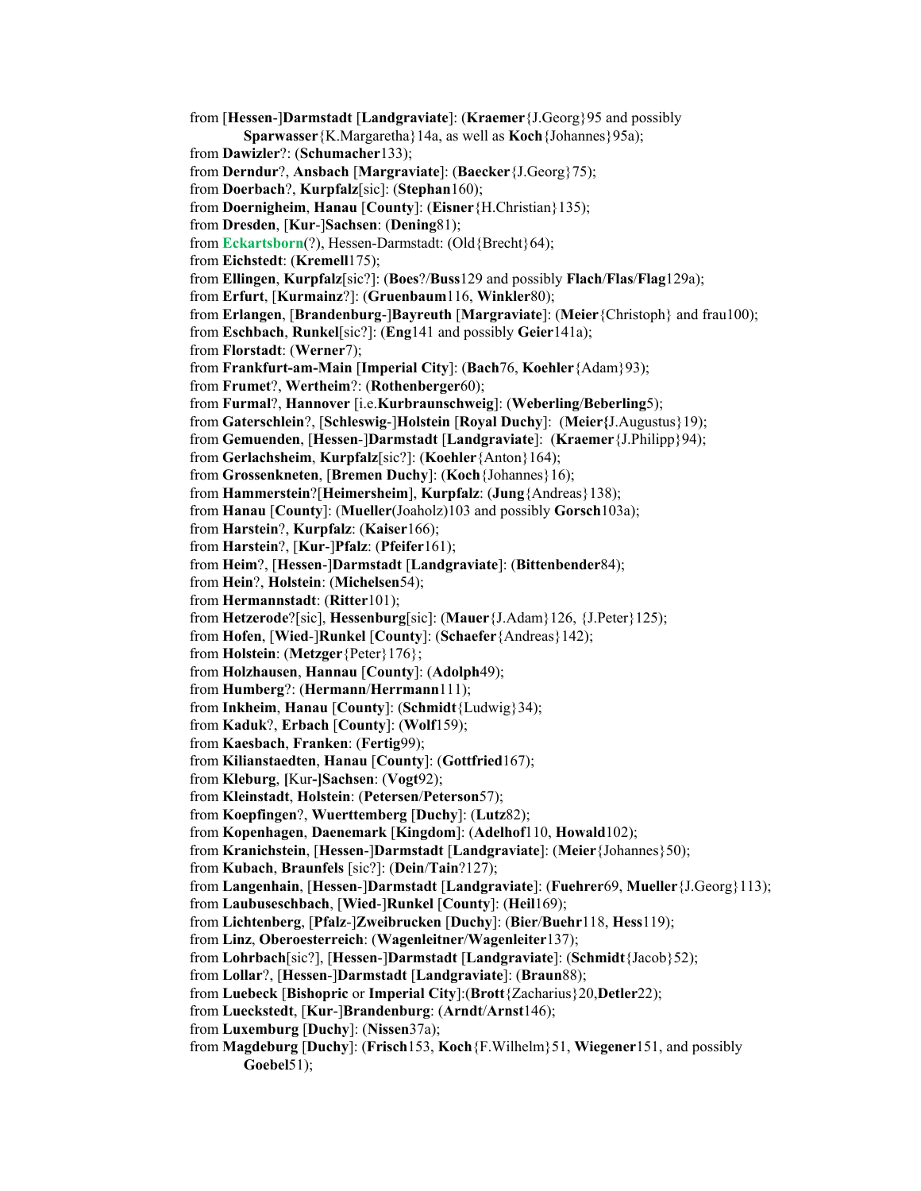from [**Hessen**-]**Darmstadt** [**Landgraviate**]: (**Kraemer**{J.Georg}95 and possibly **Sparwasser**{K.Margaretha}14a, as well as **Koch**{Johannes}95a);
from **Dawizler**?: (**Schumacher**133);
from **Derndur**?, **Ansbach** [**Margraviate**]: (**Baecker**{J.Georg}75);
from **Doerbach**?, **Kurpfalz**[sic]: (**Stephan**160);
from **Doernigheim**, **Hanau** [**County**]: (**Eisner**{H.Christian}135);
from **Dresden**, [**Kur**-]**Sachsen**: (**Dening**81);
from **Eckartsborn**(?), Hessen-Darmstadt: (Old{Brecht}64);
from **Eichstedt**: (**Kremell**175);
from **Ellingen**, **Kurpfalz**[sic?]: (**Boes**?/**Buss**129 and possibly **Flach**/**Flas**/**Flag**129a);
from **Erfurt**, [**Kurmainz**?]: (**Gruenbaum**116, **Winkler**80);
from **Erlangen**, [**Brandenburg**-]**Bayreuth** [**Margraviate**]: (**Meier**{Christoph} and frau100);
from **Eschbach**, **Runkel**[sic?]: (**Eng**141 and possibly **Geier**141a);
from **Florstadt**: (**Werner**7);
from **Frankfurt-am-Main** [**Imperial City**]: (**Bach**76, **Koehler**{Adam}93);
from **Frumet**?, **Wertheim**?: (**Rothenberger**60);
from **Furmal**?, **Hannover** [i.e.**Kurbraunschweig**]: (**Weberling**/**Beberling**5);
from **Gaterschlein**?, [**Schleswig**-]**Holstein** [**Royal Duchy**]: (**Meier**{J.Augustus}19);
from **Gemuenden**, [**Hessen**-]**Darmstadt** [**Landgraviate**]: (**Kraemer**{J.Philipp}94);
from **Gerlachsheim**, **Kurpfalz**[sic?]: (**Koehler**{Anton}164);
from **Grossenkneten**, [**Bremen Duchy**]: (**Koch**{Johannes}16);
from **Hammerstein**?[**Heimersheim**], **Kurpfalz**: (**Jung**{Andreas}138);
from **Hanau** [**County**]: (**Mueller**(Joaholz)103 and possibly **Gorsch**103a);
from **Harstein**?, **Kurpfalz**: (**Kaiser**166);
from **Harstein**?, [**Kur**-]**Pfalz**: (**Pfeifer**161);
from **Heim**?, [**Hessen**-]**Darmstadt** [**Landgraviate**]: (**Bittenbender**84);
from **Hein**?, **Holstein**: (**Michelsen**54);
from **Hermannstadt**: (**Ritter**101);
from **Hetzerode**?[sic], **Hessenburg**[sic]: (**Mauer**{J.Adam}126, {J.Peter}125);
from **Hofen**, [**Wied**-]**Runkel** [**County**]: (**Schaefer**{Andreas}142);
from **Holstein**: (**Metzger**{Peter}176};
from **Holzhausen**, **Hannau** [**County**]: (**Adolph**49);
from **Humberg**?: (**Hermann**/**Herrmann**111);
from **Inkheim**, **Hanau** [**County**]: (**Schmidt**{Ludwig}34);
from **Kaduk**?, **Erbach** [**County**]: (**Wolf**159);
from **Kaesbach**, **Franken**: (**Fertig**99);
from **Kilianstaedten**, **Hanau** [**County**]: (**Gottfried**167);
from **Kleburg**, [Kur-]**Sachsen**: (**Vogt**92);
from **Kleinstadt**, **Holstein**: (**Petersen**/**Peterson**57);
from **Koepfingen**?, **Wuerttemberg** [**Duchy**]: (**Lutz**82);
from **Kopenhagen**, **Daenemark** [**Kingdom**]: (**Adelhof**110, **Howald**102);
from **Kranichstein**, [**Hessen**-]**Darmstadt** [**Landgraviate**]: (**Meier**{Johannes}50);
from **Kubach**, **Braunfels** [sic?]: (**Dein**/**Tain**?127);
from **Langenhain**, [**Hessen**-]**Darmstadt** [**Landgraviate**]: (**Fuehrer**69, **Mueller**{J.Georg}113);
from **Laubuseschbach**, [**Wied**-]**Runkel** [**County**]: (**Heil**169);
from **Lichtenberg**, [**Pfalz**-]**Zweibrucken** [**Duchy**]: (**Bier**/**Buehr**118, **Hess**119);
from **Linz**, **Oberoesterreich**: (**Wagenleitner**/**Wagenleiter**137);
from **Lohrbach**[sic?], [**Hessen**-]**Darmstadt** [**Landgraviate**]: (**Schmidt**{Jacob}52);
from **Lollar**?, [**Hessen**-]**Darmstadt** [**Landgraviate**]: (**Braun**88);
from **Luebeck** [**Bishopric** or **Imperial City**]:(**Brott**{Zacharius}20,**Detler**22);
from **Lueckstedt**, [**Kur**-]**Brandenburg**: (**Arndt**/**Arnst**146);
from **Luxemburg** [**Duchy**]: (**Nissen**37a);
from **Magdeburg** [**Duchy**]: (**Frisch**153, **Koch**{F.Wilhelm}51, **Wiegener**151, and possibly **Goebel**51);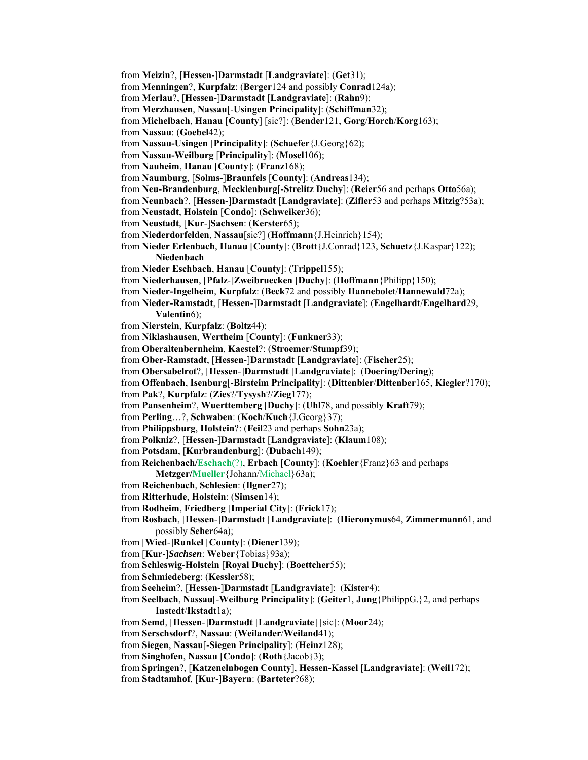from **Meizin**?, [**Hessen**-]**Darmstadt** [**Landgraviate**]: (**Get**31);
from **Menningen**?, **Kurpfalz**: (**Berger**124 and possibly **Conrad**124a);
from **Merlau**?, [**Hessen**-]**Darmstadt** [**Landgraviate**]: (**Rahn**9);
from **Merzhausen**, **Nassau**[-**Usingen Principality**]: (**Schiffman**32);
from **Michelbach**, **Hanau** [**County**] [sic?]: (**Bender**121, **Gorg**/**Horch**/**Korg**163);
from **Nassau**: (**Goebel**42);
from **Nassau-Usingen** [**Principality**]: (**Schaefer**{J.Georg}62);
from **Nassau-Weilburg** [**Principality**]: (**Mosel**106);
from **Nauheim**, **Hanau** [**County**]: (**Franz**168);
from **Naumburg**, [**Solms-**]**Braunfels** [**County**]: (**Andreas**134);
from **Neu-Brandenburg**, **Mecklenburg**[-**Strelitz Duchy**]: (**Reier**56 and perhaps **Otto**56a);
from **Neunbach**?, [**Hessen**-]**Darmstadt** [**Landgraviate**]: (**Zifler**53 and perhaps **Mitzig**?53a);
from **Neustadt**, **Holstein** [**Condo**]: (**Schweiker**36);
from **Neustadt**, [**Kur**-]**Sachsen**: (**Kerster**65);
from **Niederdorfelden**, **Nassau**[sic?] (**Hoffmann**{J.Heinrich}154);
from **Nieder Erlenbach**, **Hanau** [**County**]: (**Brott**{J.Conrad}123, **Schuetz**{J.Kaspar}122);
**Niedenbach**
from **Nieder Eschbach**, **Hanau** [**County**]: (**Trippel**155);
from **Niederhausen**, [**Pfalz**-]**Zweibruecken** [**Duchy**]: (**Hoffmann**{Philipp}150);
from **Nieder-Ingelheim**, **Kurpfalz**: (**Beck**72 and possibly **Hannebolet**/**Hannewald**72a);
from **Nieder-Ramstadt**, [**Hessen**-]**Darmstadt** [**Landgraviate**]: (**Engelhardt**/**Engelhard**29, **Valentin**6);
from **Nierstein**, **Kurpfalz**: (**Boltz**44);
from **Niklashausen**, **Wertheim** [**County**]: (**Funkner**33);
from **Oberaltenbernheim**, **Kaestel**?: (**Stroemer**/**Stumpf**39);
from **Ober-Ramstadt**, [**Hessen**-]**Darmstadt** [**Landgraviate**]: (**Fischer**25);
from **Obersabelrot**?, [**Hessen**-]**Darmstadt** [**Landgraviate**]: (**Doering**/**Dering**);
from **Offenbach**, **Isenburg**[-**Birsteim Principality**]: (**Dittenbier**/**Dittenber**165, **Kiegler**?170);
from **Pak**?, **Kurpfalz**: (**Zies**?/**Tysysh**?/**Zieg**177);
from **Pansenheim**?, **Wuerttemberg** [**Duchy**]: (**Uhl**78, and possibly **Kraft**79);
from **Perling**…?, **Schwaben**: (**Koch**/**Kuch**{J.Georg}37);
from **Philippsburg**, **Holstein**?: (**Feil**23 and perhaps **Sohn**23a);
from **Polkniz**?, [**Hessen**-]**Darmstadt** [**Landgraviate**]: (**Klaum**108);
from **Potsdam**, [**Kurbrandenburg**]: (**Dubach**149);
from **Reichenbach/Eschach**(?), **Erbach** [**County**]: (**Koehler**{Franz}63 and perhaps **Metzger/Mueller**{Johann/Michael}63a);
from **Reichenbach**, **Schlesien**: (**Ilgner**27);
from **Ritterhude**, **Holstein**: (**Simsen**14);
from **Rodheim**, **Friedberg** [**Imperial City**]: (**Frick**17);
from **Rosbach**, [**Hessen**-]**Darmstadt** [**Landgraviate**]: (**Hieronymus**64, **Zimmermann**61, and possibly **Seher**64a);
from [**Wied**-]**Runkel** [**County**]: (**Diener**139);
from [**Kur**-]***Sachsen***: **Weber**{Tobias}93a);
from **Schleswig-Holstein** [**Royal Duchy**]: (**Boettcher**55);
from **Schmiedeberg**: (**Kessler**58);
from **Seeheim**?, [**Hessen**-]**Darmstadt** [**Landgraviate**]: (**Kister**4);
from **Seelbach**, **Nassau**[-**Weilburg Principality**]: (**Geiter**1, **Jung**{PhilippG.}2, and perhaps **Instedt**/**Ikstadt**1a);
from **Semd**, [**Hessen**-]**Darmstadt** [**Landgraviate**] [sic]: (**Moor**24);
from **Serschsdorf**?, **Nassau**: (**Weilander**/**Weiland**41);
from **Siegen**, **Nassau**[-**Siegen Principality**]: (**Heinz**128);
from **Singhofen**, **Nassau** [**Condo**]: (**Roth**{Jacob}3);
from **Springen**?, [**Katzenelnbogen County**], **Hessen-Kassel** [**Landgraviate**]: (**Weil**172);
from **Stadtamhof**, [**Kur**-]**Bayern**: (**Barteter**?68);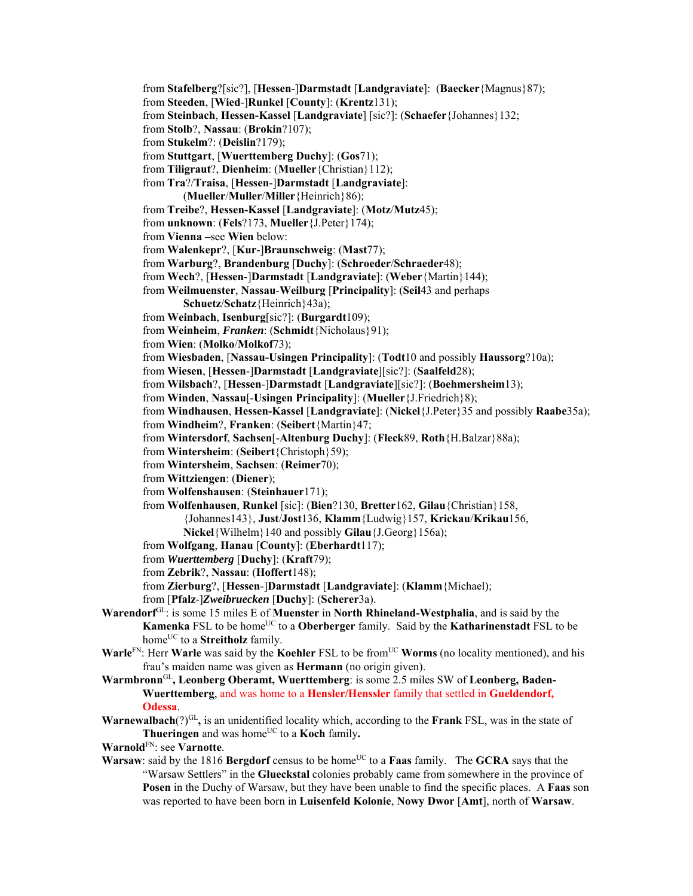from **Stafelberg**?[sic?], [**Hessen**-]**Darmstadt** [**Landgraviate**]: (**Baecker**{Magnus}87);
from **Steeden**, [**Wied**-]**Runkel** [**County**]: (**Krentz**131);
from **Steinbach**, **Hessen-Kassel** [**Landgraviate**] [sic?]: (**Schaefer**{Johannes}132;
from **Stolb**?, **Nassau**: (**Brokin**?107);
from **Stukelm**?: (**Deislin**?179);
from **Stuttgart**, [**Wuerttemberg Duchy**]: (**Gos**71);
from **Tiligraut**?, **Dienheim**: (**Mueller**{Christian}112);
from **Tra**?/**Traisa**, [**Hessen**-]**Darmstadt** [**Landgraviate**]:
(**Mueller**/**Muller**/**Miller**{Heinrich}86);
from **Treibe**?, **Hessen-Kassel** [**Landgraviate**]: (**Motz**/**Mutz**45);
from **unknown**: (**Fels**?173, **Mueller**{J.Peter}174);
from **Vienna** –see **Wien** below:
from **Walenkepr**?, [**Kur**-]**Braunschweig**: (**Mast**77);
from **Warburg**?, **Brandenburg** [**Duchy**]: (**Schroeder**/**Schraeder**48);
from **Wech**?, [**Hessen**-]**Darmstadt** [**Landgraviate**]: (**Weber**{Martin}144);
from **Weilmuenster**, **Nassau-Weilburg** [**Principality**]: (**Seil**43 and perhaps
**Schuetz**/**Schatz**{Heinrich}43a);
from **Weinbach**, **Isenburg**[sic?]: (**Burgardt**109);
from **Weinheim**, ***Franken***: (**Schmidt**{Nicholaus}91);
from **Wien**: (**Molko**/**Molkof**73);
from **Wiesbaden**, [**Nassau-Usingen Principality**]: (**Todt**10 and possibly **Haussorg**?10a);
from **Wiesen**, [**Hessen**-]**Darmstadt** [**Landgraviate**][sic?]: (**Saalfeld**28);
from **Wilsbach**?, [**Hessen**-]**Darmstadt** [**Landgraviate**][sic?]: (**Boehmersheim**13);
from **Winden**, **Nassau**[-**Usingen Principality**]: (**Mueller**{J.Friedrich}8);
from **Windhausen**, **Hessen-Kassel** [**Landgraviate**]: (**Nickel**{J.Peter}35 and possibly **Raabe**35a);
from **Windheim**?, **Franken**: (**Seibert**{Martin}47;
from **Wintersdorf**, **Sachsen**[-**Altenburg Duchy**]: (**Fleck**89, **Roth**{H.Balzar}88a);
from **Wintersheim**: (**Seibert**{Christoph}59);
from **Wintersheim**, **Sachsen**: (**Reimer**70);
from **Wittziengen**: (**Diener**);
from **Wolfenshausen**: (**Steinhauer**171);
from **Wolfenhausen**, **Runkel** [sic]: (**Bien**?130, **Bretter**162, **Gilau**{Christian}158,
{Johannes143}, **Just**/**Jost**136, **Klamm**{Ludwig}157, **Krickau**/**Krikau**156,
**Nickel**{Wilhelm}140 and possibly **Gilau**{J.Georg}156a);
from **Wolfgang**, **Hanau** [**County**]: (**Eberhardt**117);
from ***Wuerttemberg*** [**Duchy**]: (**Kraft**79);
from **Zebrik**?, **Nassau**: (**Hoffert**148);
from **Zierburg**?, [**Hessen**-]**Darmstadt** [**Landgraviate**]: (**Klamm**{Michael);
from [**Pfalz**-]***Zweibruecken*** [**Duchy**]: (**Scherer**3a).

**Warendorf**GL: is some 15 miles E of **Muenster** in **North Rhineland-Westphalia**, and is said by the **Kamenka** FSL to be homeUC to a **Oberberger** family. Said by the **Katharinenstadt** FSL to be homeUC to a **Streitholz** family.

**Warle**FN: Herr **Warle** was said by the **Koehler** FSL to be fromUC **Worms** (no locality mentioned), and his frau's maiden name was given as **Hermann** (no origin given).

**Warmbronn**GL**, Leonberg Oberamt, Wuerttemberg**: is some 2.5 miles SW of **Leonberg, Baden-Wuerttemberg**, and was home to a **Hensler/Henssler** family that settled in **Gueldendorf, Odessa**.

**Warnewalbach**(?)GL**,** is an unidentified locality which, according to the **Frank** FSL, was in the state of **Thueringen** and was homeUC to a **Koch** family**.**

**Warnold**FN: see **Varnotte**.

**Warsaw**: said by the 1816 **Bergdorf** census to be homeUC to a **Faas** family. The **GCRA** says that the "Warsaw Settlers" in the **Glueckstal** colonies probably came from somewhere in the province of **Posen** in the Duchy of Warsaw, but they have been unable to find the specific places. A **Faas** son was reported to have been born in **Luisenfeld Kolonie**, **Nowy Dwor** [**Amt**], north of **Warsaw**.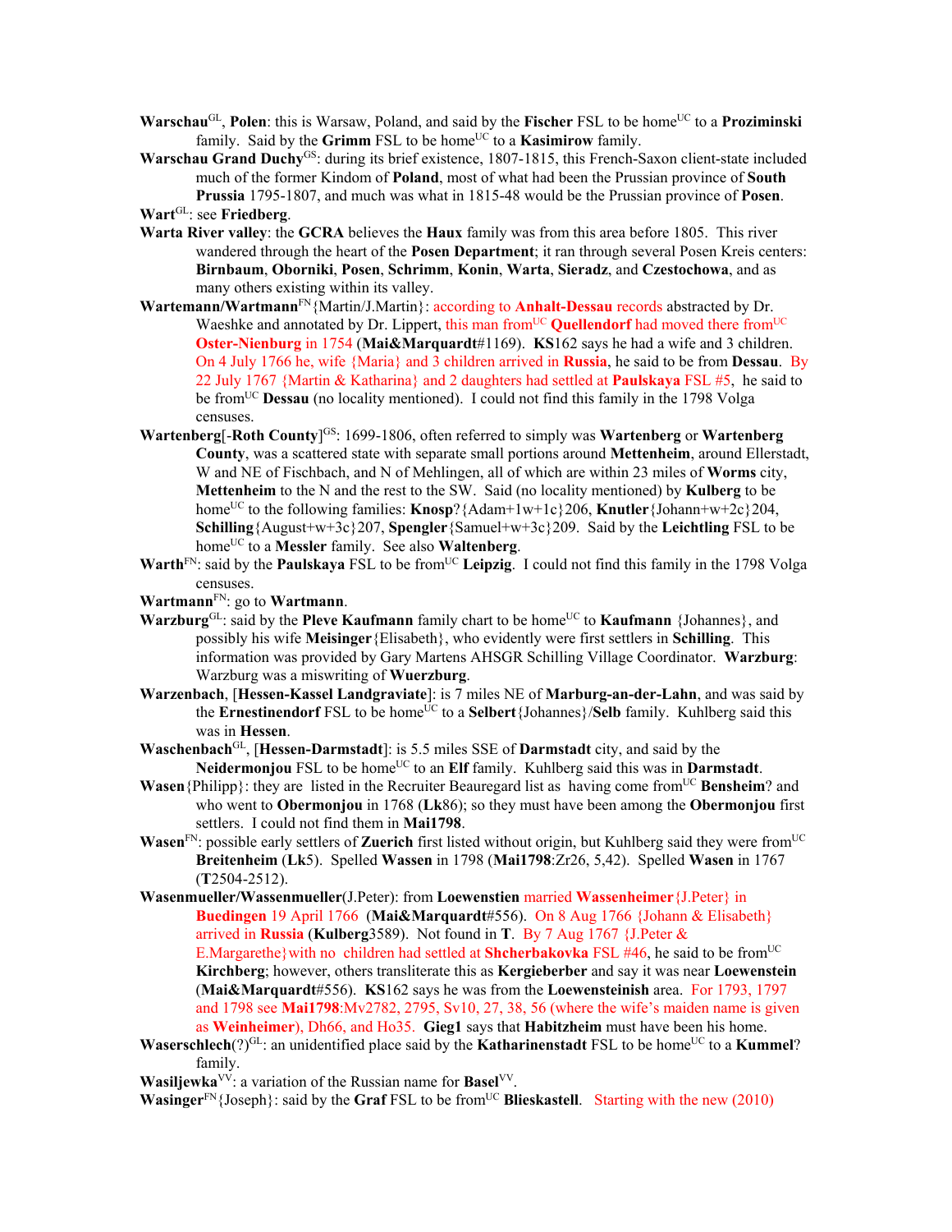**Warschau**[GL], **Polen**: this is Warsaw, Poland, and said by the **Fischer** FSL to be home[UC] to a **Proziminski** family. Said by the **Grimm** FSL to be home[UC] to a **Kasimirow** family.

**Warschau Grand Duchy**[GS]: during its brief existence, 1807-1815, this French-Saxon client-state included much of the former Kindom of **Poland**, most of what had been the Prussian province of **South Prussia** 1795-1807, and much was what in 1815-48 would be the Prussian province of **Posen**.

**Wart**[GL]: see **Friedberg**.

**Warta River valley**: the **GCRA** believes the **Haux** family was from this area before 1805. This river wandered through the heart of the **Posen Department**; it ran through several Posen Kreis centers: **Birnbaum**, **Oborniki**, **Posen**, **Schrimm**, **Konin**, **Warta**, **Sieradz**, and **Czestochowa**, and as many others existing within its valley.

**Wartemann/Wartmann**[FN]{Martin/J.Martin}: according to **Anhalt-Dessau** records abstracted by Dr. Waeshke and annotated by Dr. Lippert, this man from[UC] **Quellendorf** had moved there from[UC] **Oster-Nienburg** in 1754 (**Mai&Marquardt**#1169). **KS**162 says he had a wife and 3 children. On 4 July 1766 he, wife {Maria} and 3 children arrived in **Russia**, he said to be from **Dessau**. By 22 July 1767 {Martin & Katharina} and 2 daughters had settled at **Paulskaya** FSL #5, he said to be from[UC] **Dessau** (no locality mentioned). I could not find this family in the 1798 Volga censuses.

**Wartenberg**[-**Roth County**][GS]: 1699-1806, often referred to simply was **Wartenberg** or **Wartenberg County**, was a scattered state with separate small portions around **Mettenheim**, around Ellerstadt, W and NE of Fischbach, and N of Mehlingen, all of which are within 23 miles of **Worms** city, **Mettenheim** to the N and the rest to the SW. Said (no locality mentioned) by **Kulberg** to be home[UC] to the following families: **Knosp**?{Adam+1w+1c}206, **Knutler**{Johann+w+2c}204, **Schilling**{August+w+3c}207, **Spengler**{Samuel+w+3c}209. Said by the **Leichtling** FSL to be home[UC] to a **Messler** family. See also **Waltenberg**.

**Warth**[FN]: said by the **Paulskaya** FSL to be from[UC] **Leipzig**. I could not find this family in the 1798 Volga censuses.

**Wartmann**[FN]: go to **Wartmann**.

**Warzburg**[GL]: said by the **Pleve Kaufmann** family chart to be home[UC] to **Kaufmann** {Johannes}, and possibly his wife **Meisinger**{Elisabeth}, who evidently were first settlers in **Schilling**. This information was provided by Gary Martens AHSGR Schilling Village Coordinator. **Warzburg**: Warzburg was a miswriting of **Wuerzburg**.

**Warzenbach**, [**Hessen-Kassel Landgraviate**]: is 7 miles NE of **Marburg-an-der-Lahn**, and was said by the **Ernestinendorf** FSL to be home[UC] to a **Selbert**{Johannes}/**Selb** family. Kuhlberg said this was in **Hessen**.

**Waschenbach**[GL], [**Hessen-Darmstadt**]: is 5.5 miles SSE of **Darmstadt** city, and said by the **Neidermonjou** FSL to be home[UC] to an **Elf** family. Kuhlberg said this was in **Darmstadt**.

**Wasen**{Philipp}: they are listed in the Recruiter Beauregard list as having come from[UC] **Bensheim**? and who went to **Obermonjou** in 1768 (**Lk**86); so they must have been among the **Obermonjou** first settlers. I could not find them in **Mai1798**.

**Wasen**[FN]: possible early settlers of **Zuerich** first listed without origin, but Kuhlberg said they were from[UC] **Breitenheim** (**Lk**5). Spelled **Wassen** in 1798 (**Mai1798**:Zr26, 5,42). Spelled **Wasen** in 1767 (**T**2504-2512).

**Wasenmueller/Wassenmueller**(J.Peter): from **Loewenstien** married **Wassenheimer**{J.Peter} in **Buedingen** 19 April 1766 (**Mai&Marquardt**#556). On 8 Aug 1766 {Johann & Elisabeth} arrived in **Russia** (**Kulberg**3589). Not found in **T**. By 7 Aug 1767 {J.Peter & E.Margarethe}with no children had settled at **Shcherbakovka** FSL #46, he said to be from[UC] **Kirchberg**; however, others transliterate this as **Kergieberber** and say it was near **Loewenstein** (**Mai&Marquardt**#556). **KS**162 says he was from the **Loewensteinish** area. For 1793, 1797 and 1798 see **Mai1798**:Mv2782, 2795, Sv10, 27, 38, 56 (where the wife's maiden name is given as **Weinheimer**), Dh66, and Ho35. **Gieg1** says that **Habitzheim** must have been his home.

**Waserschlech**(?)[GL]: an unidentified place said by the **Katharinenstadt** FSL to be home[UC] to a **Kummel**? family.

**Wasiljewka**[VV]: a variation of the Russian name for **Basel**[VV].

**Wasinger**[FN]{Joseph}: said by the **Graf** FSL to be from[UC] **Blieskastell**. Starting with the new (2010)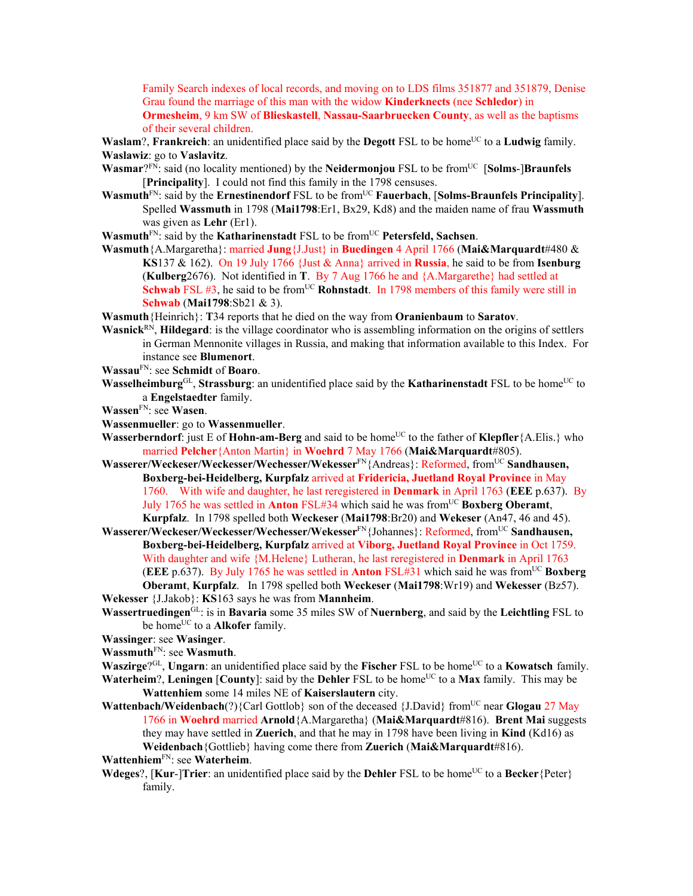Family Search indexes of local records, and moving on to LDS films 351877 and 351879, Denise Grau found the marriage of this man with the widow **Kinderknects** (nee **Schledor**) in **Ormesheim**, 9 km SW of **Blieskastell**, **Nassau-Saarbruecken County**, as well as the baptisms of their several children.

**Waslam**?, **Frankreich**: an unidentified place said by the **Degott** FSL to be home[UC] to a **Ludwig** family.

**Waslawiz**: go to **Vaslavitz**.

**Wasmar**?[FN]: said (no locality mentioned) by the **Neidermonjou** FSL to be from[UC] [**Solms**-]**Braunfels** [**Principality**]. I could not find this family in the 1798 censuses.

**Wasmuth**[FN]: said by the **Ernestinendorf** FSL to be from[UC] **Fauerbach**, [**Solms-Braunfels Principality**]. Spelled **Wassmuth** in 1798 (**Mai1798**:Er1, Bx29, Kd8) and the maiden name of frau **Wassmuth** was given as **Lehr** (Er1).

**Wasmuth**[FN]: said by the **Katharinenstadt** FSL to be from[UC] **Petersfeld, Sachsen**.

**Wasmuth**{A.Margaretha}: married **Jung**{J.Just} in **Buedingen** 4 April 1766 (**Mai&Marquardt**#480 & **KS**137 & 162). On 19 July 1766 {Just & Anna} arrived in **Russia**, he said to be from **Isenburg** (**Kulberg**2676). Not identified in **T**. By 7 Aug 1766 he and {A.Margarethe} had settled at **Schwab** FSL #3, he said to be from[UC] **Rohnstadt**. In 1798 members of this family were still in **Schwab** (**Mai1798**:Sb21 & 3).

**Wasmuth**{Heinrich}: **T**34 reports that he died on the way from **Oranienbaum** to **Saratov**.

**Wasnick**[RN], **Hildegard**: is the village coordinator who is assembling information on the origins of settlers in German Mennonite villages in Russia, and making that information available to this Index. For instance see **Blumenort**.

**Wassau**[FN]: see **Schmidt** of **Boaro**.

**Wasselheimburg**[GL], **Strassburg**: an unidentified place said by the **Katharinenstadt** FSL to be home[UC] to a **Engelstaedter** family.

**Wassen**[FN]: see **Wasen**.

**Wassenmueller**: go to **Wassenmueller**.

**Wasserberndorf**: just E of **Hohn-am-Berg** and said to be home[UC] to the father of **Klepfler**{A.Elis.} who married **Pelcher**{Anton Martin} in **Woehrd** 7 May 1766 (**Mai&Marquardt**#805).

**Wasserer/Weckeser/Weckesser/Wechesser/Wekesser**[FN]{Andreas}: Reformed, from[UC] **Sandhausen, Boxberg-bei-Heidelberg, Kurpfalz** arrived at **Fridericia, Juetland Royal Province** in May 1760. With wife and daughter, he last reregistered in **Denmark** in April 1763 (**EEE** p.637). By July 1765 he was settled in **Anton** FSL#34 which said he was from[UC] **Boxberg Oberamt**, **Kurpfalz**. In 1798 spelled both **Weckeser** (**Mai1798**:Br20) and **Wekeser** (An47, 46 and 45).

**Wasserer/Weckeser/Weckesser/Wechesser/Wekesser**[FN]{Johannes}: Reformed, from[UC] **Sandhausen, Boxberg-bei-Heidelberg, Kurpfalz** arrived at **Viborg, Juetland Royal Province** in Oct 1759. With daughter and wife {M.Helene} Lutheran, he last reregistered in **Denmark** in April 1763 (**EEE** p.637). By July 1765 he was settled in **Anton** FSL#31 which said he was from[UC] **Boxberg Oberamt**, **Kurpfalz**. In 1798 spelled both **Weckeser** (**Mai1798**:Wr19) and **Wekesser** (Bz57).

**Wekesser** {J.Jakob}: **KS**163 says he was from **Mannheim**.

**Wassertruedingen**[GL]: is in **Bavaria** some 35 miles SW of **Nuernberg**, and said by the **Leichtling** FSL to be home[UC] to a **Alkofer** family.

**Wassinger**: see **Wasinger**.

**Wassmuth**[FN]: see **Wasmuth**.

**Waszirge**?[GL], **Ungarn**: an unidentified place said by the **Fischer** FSL to be home[UC] to a **Kowatsch** family.

**Waterheim**?, **Leningen** [**County**]: said by the **Dehler** FSL to be home[UC] to a **Max** family. This may be **Wattenhiem** some 14 miles NE of **Kaiserslautern** city.

**Wattenbach/Weidenbach**(?){Carl Gottlob} son of the deceased {J.David} from[UC] near **Glogau** 27 May 1766 in **Woehrd** married **Arnold**{A.Margaretha} (**Mai&Marquardt**#816). **Brent Mai** suggests they may have settled in **Zuerich**, and that he may in 1798 have been living in **Kind** (Kd16) as **Weidenbach**{Gottlieb} having come there from **Zuerich** (**Mai&Marquardt**#816).

**Wattenhiem**[FN]: see **Waterheim**.

**Wdeges**?, [**Kur**-]**Trier**: an unidentified place said by the **Dehler** FSL to be home[UC] to a **Becker**{Peter} family.